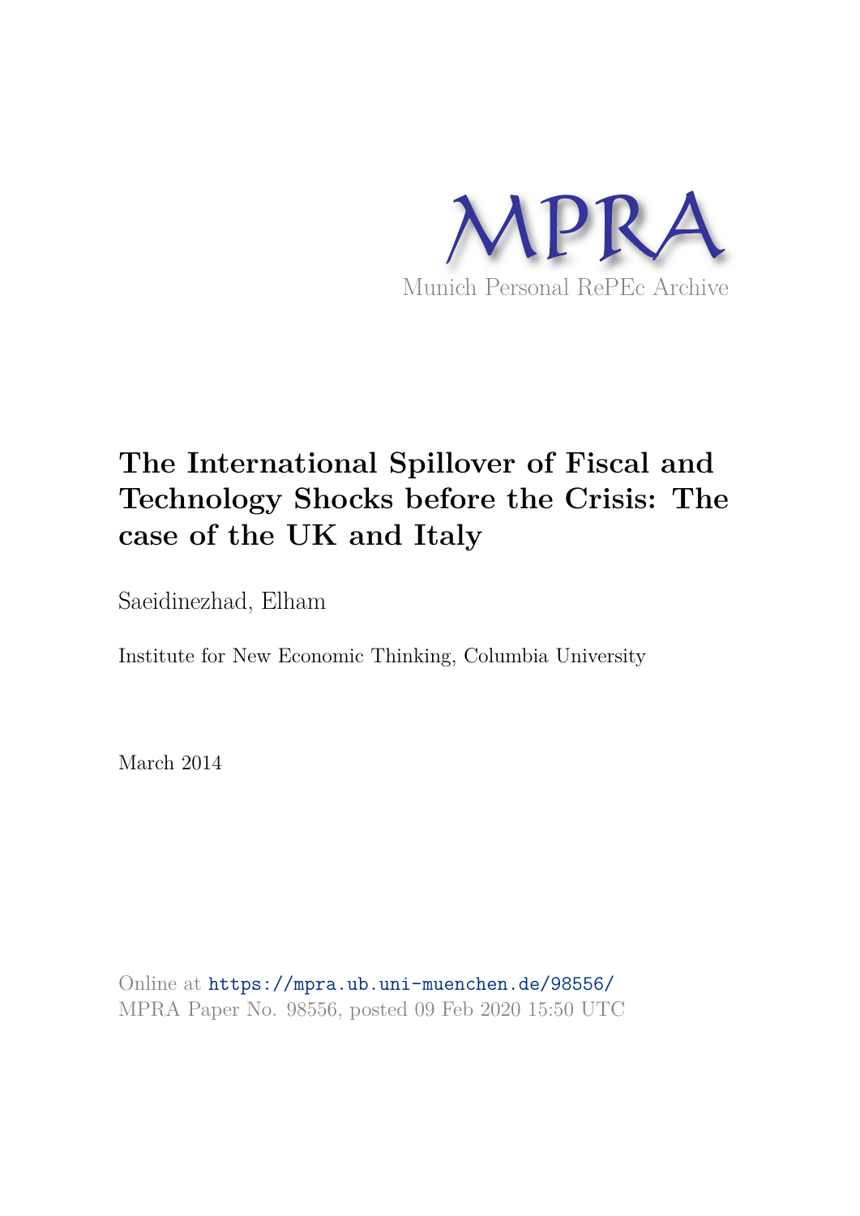MPRA

Munich Personal RePEc Archive

# The International Spillover of Fiscal and Technology Shocks before the Crisis: The case of the UK and Italy

Saeidinezhad, Elham

Institute for New Economic Thinking, Columbia University

March 2014

Online at https://mpra.ub.uni-muenchen.de/98556/
MPRA Paper No. 98556, posted 09 Feb 2020 15:50 UTC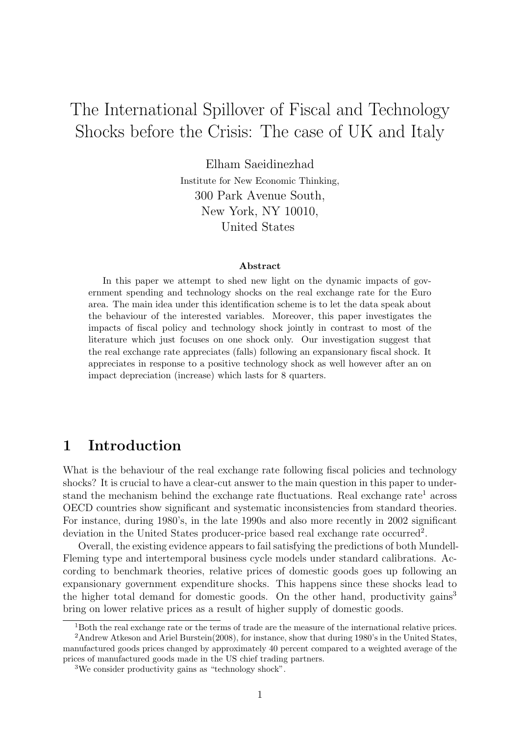# The International Spillover of Fiscal and Technology Shocks before the Crisis: The case of UK and Italy

Elham Saeidinezhad

Institute for New Economic Thinking,
300 Park Avenue South,
New York, NY 10010,
United States

### Abstract

In this paper we attempt to shed new light on the dynamic impacts of government spending and technology shocks on the real exchange rate for the Euro area. The main idea under this identification scheme is to let the data speak about the behaviour of the interested variables. Moreover, this paper investigates the impacts of fiscal policy and technology shock jointly in contrast to most of the literature which just focuses on one shock only. Our investigation suggest that the real exchange rate appreciates (falls) following an expansionary fiscal shock. It appreciates in response to a positive technology shock as well however after an on impact depreciation (increase) which lasts for 8 quarters.

## 1 Introduction

What is the behaviour of the real exchange rate following fiscal policies and technology shocks? It is crucial to have a clear-cut answer to the main question in this paper to understand the mechanism behind the exchange rate fluctuations. Real exchange rate[1] across OECD countries show significant and systematic inconsistencies from standard theories. For instance, during 1980's, in the late 1990s and also more recently in 2002 significant deviation in the United States producer-price based real exchange rate occurred[2].

Overall, the existing evidence appears to fail satisfying the predictions of both Mundell-Fleming type and intertemporal business cycle models under standard calibrations. According to benchmark theories, relative prices of domestic goods goes up following an expansionary government expenditure shocks. This happens since these shocks lead to the higher total demand for domestic goods. On the other hand, productivity gains[3] bring on lower relative prices as a result of higher supply of domestic goods.

[1] Both the real exchange rate or the terms of trade are the measure of the international relative prices.

[2] Andrew Atkeson and Ariel Burstein(2008), for instance, show that during 1980's in the United States, manufactured goods prices changed by approximately 40 percent compared to a weighted average of the prices of manufactured goods made in the US chief trading partners.

[3] We consider productivity gains as "technology shock".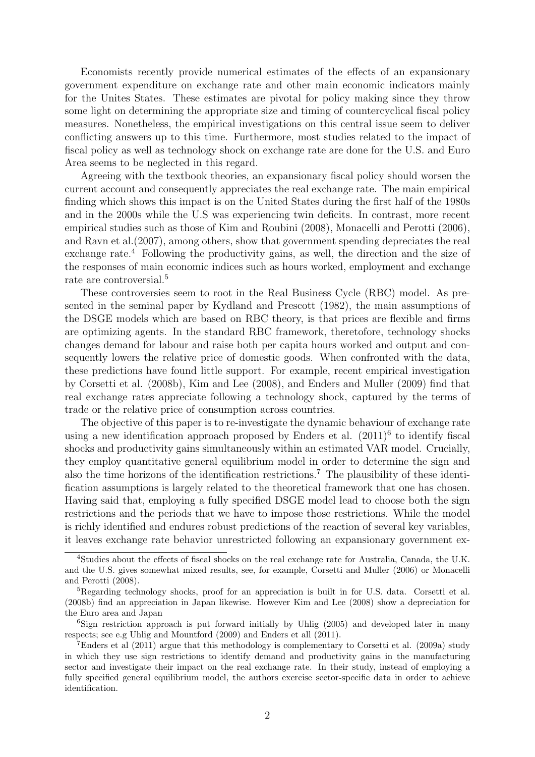Economists recently provide numerical estimates of the effects of an expansionary government expenditure on exchange rate and other main economic indicators mainly for the Unites States. These estimates are pivotal for policy making since they throw some light on determining the appropriate size and timing of countercyclical fiscal policy measures. Nonetheless, the empirical investigations on this central issue seem to deliver conflicting answers up to this time. Furthermore, most studies related to the impact of fiscal policy as well as technology shock on exchange rate are done for the U.S. and Euro Area seems to be neglected in this regard.

Agreeing with the textbook theories, an expansionary fiscal policy should worsen the current account and consequently appreciates the real exchange rate. The main empirical finding which shows this impact is on the United States during the first half of the 1980s and in the 2000s while the U.S was experiencing twin deficits. In contrast, more recent empirical studies such as those of Kim and Roubini (2008), Monacelli and Perotti (2006), and Ravn et al.(2007), among others, show that government spending depreciates the real exchange rate.[4] Following the productivity gains, as well, the direction and the size of the responses of main economic indices such as hours worked, employment and exchange rate are controversial.[5]

These controversies seem to root in the Real Business Cycle (RBC) model. As presented in the seminal paper by Kydland and Prescott (1982), the main assumptions of the DSGE models which are based on RBC theory, is that prices are flexible and firms are optimizing agents. In the standard RBC framework, theretofore, technology shocks changes demand for labour and raise both per capita hours worked and output and consequently lowers the relative price of domestic goods. When confronted with the data, these predictions have found little support. For example, recent empirical investigation by Corsetti et al. (2008b), Kim and Lee (2008), and Enders and Muller (2009) find that real exchange rates appreciate following a technology shock, captured by the terms of trade or the relative price of consumption across countries.

The objective of this paper is to re-investigate the dynamic behaviour of exchange rate using a new identification approach proposed by Enders et al. (2011)[6] to identify fiscal shocks and productivity gains simultaneously within an estimated VAR model. Crucially, they employ quantitative general equilibrium model in order to determine the sign and also the time horizons of the identification restrictions.[7] The plausibility of these identification assumptions is largely related to the theoretical framework that one has chosen. Having said that, employing a fully specified DSGE model lead to choose both the sign restrictions and the periods that we have to impose those restrictions. While the model is richly identified and endures robust predictions of the reaction of several key variables, it leaves exchange rate behavior unrestricted following an expansionary government ex-

[4] Studies about the effects of fiscal shocks on the real exchange rate for Australia, Canada, the U.K. and the U.S. gives somewhat mixed results, see, for example, Corsetti and Muller (2006) or Monacelli and Perotti (2008).

[5] Regarding technology shocks, proof for an appreciation is built in for U.S. data. Corsetti et al. (2008b) find an appreciation in Japan likewise. However Kim and Lee (2008) show a depreciation for the Euro area and Japan

[6] Sign restriction approach is put forward initially by Uhlig (2005) and developed later in many respects; see e.g Uhlig and Mountford (2009) and Enders et all (2011).

[7] Enders et al (2011) argue that this methodology is complementary to Corsetti et al. (2009a) study in which they use sign restrictions to identify demand and productivity gains in the manufacturing sector and investigate their impact on the real exchange rate. In their study, instead of employing a fully specified general equilibrium model, the authors exercise sector-specific data in order to achieve identification.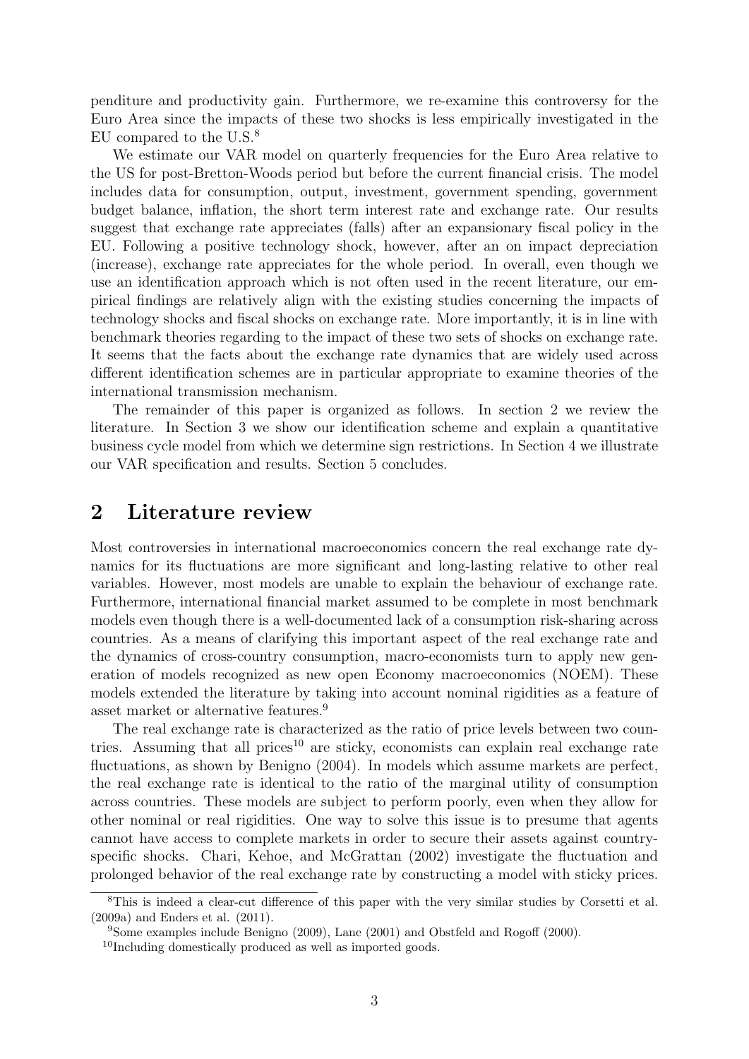penditure and productivity gain. Furthermore, we re-examine this controversy for the Euro Area since the impacts of these two shocks is less empirically investigated in the EU compared to the U.S.[8]

We estimate our VAR model on quarterly frequencies for the Euro Area relative to the US for post-Bretton-Woods period but before the current financial crisis. The model includes data for consumption, output, investment, government spending, government budget balance, inflation, the short term interest rate and exchange rate. Our results suggest that exchange rate appreciates (falls) after an expansionary fiscal policy in the EU. Following a positive technology shock, however, after an on impact depreciation (increase), exchange rate appreciates for the whole period. In overall, even though we use an identification approach which is not often used in the recent literature, our empirical findings are relatively align with the existing studies concerning the impacts of technology shocks and fiscal shocks on exchange rate. More importantly, it is in line with benchmark theories regarding to the impact of these two sets of shocks on exchange rate. It seems that the facts about the exchange rate dynamics that are widely used across different identification schemes are in particular appropriate to examine theories of the international transmission mechanism.

The remainder of this paper is organized as follows. In section 2 we review the literature. In Section 3 we show our identification scheme and explain a quantitative business cycle model from which we determine sign restrictions. In Section 4 we illustrate our VAR specification and results. Section 5 concludes.

# 2 Literature review

Most controversies in international macroeconomics concern the real exchange rate dynamics for its fluctuations are more significant and long-lasting relative to other real variables. However, most models are unable to explain the behaviour of exchange rate. Furthermore, international financial market assumed to be complete in most benchmark models even though there is a well-documented lack of a consumption risk-sharing across countries. As a means of clarifying this important aspect of the real exchange rate and the dynamics of cross-country consumption, macro-economists turn to apply new generation of models recognized as new open Economy macroeconomics (NOEM). These models extended the literature by taking into account nominal rigidities as a feature of asset market or alternative features.[9]

The real exchange rate is characterized as the ratio of price levels between two countries. Assuming that all prices[10] are sticky, economists can explain real exchange rate fluctuations, as shown by Benigno (2004). In models which assume markets are perfect, the real exchange rate is identical to the ratio of the marginal utility of consumption across countries. These models are subject to perform poorly, even when they allow for other nominal or real rigidities. One way to solve this issue is to presume that agents cannot have access to complete markets in order to secure their assets against country-specific shocks. Chari, Kehoe, and McGrattan (2002) investigate the fluctuation and prolonged behavior of the real exchange rate by constructing a model with sticky prices.

[8] This is indeed a clear-cut difference of this paper with the very similar studies by Corsetti et al. (2009a) and Enders et al. (2011).

[9] Some examples include Benigno (2009), Lane (2001) and Obstfeld and Rogoff (2000).

[10] Including domestically produced as well as imported goods.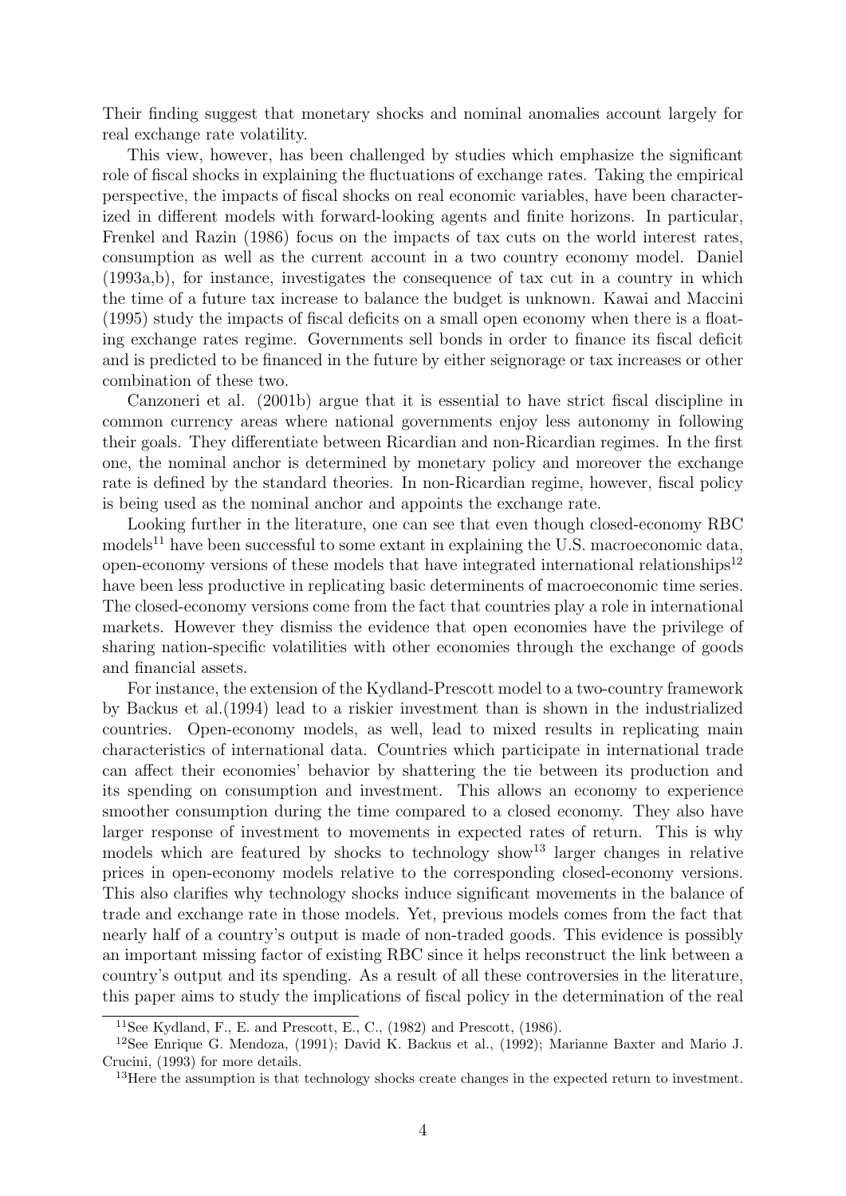Their finding suggest that monetary shocks and nominal anomalies account largely for real exchange rate volatility.

This view, however, has been challenged by studies which emphasize the significant role of fiscal shocks in explaining the fluctuations of exchange rates. Taking the empirical perspective, the impacts of fiscal shocks on real economic variables, have been characterized in different models with forward-looking agents and finite horizons. In particular, Frenkel and Razin (1986) focus on the impacts of tax cuts on the world interest rates, consumption as well as the current account in a two country economy model. Daniel (1993a,b), for instance, investigates the consequence of tax cut in a country in which the time of a future tax increase to balance the budget is unknown. Kawai and Maccini (1995) study the impacts of fiscal deficits on a small open economy when there is a floating exchange rates regime. Governments sell bonds in order to finance its fiscal deficit and is predicted to be financed in the future by either seignorage or tax increases or other combination of these two.

Canzoneri et al. (2001b) argue that it is essential to have strict fiscal discipline in common currency areas where national governments enjoy less autonomy in following their goals. They differentiate between Ricardian and non-Ricardian regimes. In the first one, the nominal anchor is determined by monetary policy and moreover the exchange rate is defined by the standard theories. In non-Ricardian regime, however, fiscal policy is being used as the nominal anchor and appoints the exchange rate.

Looking further in the literature, one can see that even though closed-economy RBC models[11] have been successful to some extant in explaining the U.S. macroeconomic data, open-economy versions of these models that have integrated international relationships[12] have been less productive in replicating basic determinents of macroeconomic time series. The closed-economy versions come from the fact that countries play a role in international markets. However they dismiss the evidence that open economies have the privilege of sharing nation-specific volatilities with other economies through the exchange of goods and financial assets.

For instance, the extension of the Kydland-Prescott model to a two-country framework by Backus et al.(1994) lead to a riskier investment than is shown in the industrialized countries. Open-economy models, as well, lead to mixed results in replicating main characteristics of international data. Countries which participate in international trade can affect their economies' behavior by shattering the tie between its production and its spending on consumption and investment. This allows an economy to experience smoother consumption during the time compared to a closed economy. They also have larger response of investment to movements in expected rates of return. This is why models which are featured by shocks to technology show[13] larger changes in relative prices in open-economy models relative to the corresponding closed-economy versions. This also clarifies why technology shocks induce significant movements in the balance of trade and exchange rate in those models. Yet, previous models comes from the fact that nearly half of a country's output is made of non-traded goods. This evidence is possibly an important missing factor of existing RBC since it helps reconstruct the link between a country's output and its spending. As a result of all these controversies in the literature, this paper aims to study the implications of fiscal policy in the determination of the real

[11] See Kydland, F., E. and Prescott, E., C., (1982) and Prescott, (1986).

[12] See Enrique G. Mendoza, (1991); David K. Backus et al., (1992); Marianne Baxter and Mario J. Crucini, (1993) for more details.

[13] Here the assumption is that technology shocks create changes in the expected return to investment.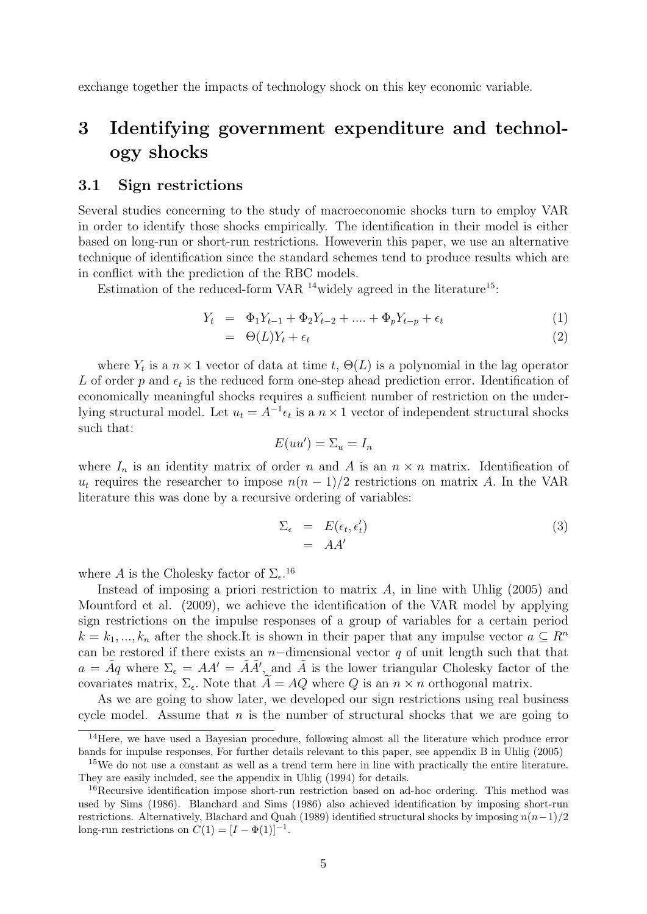exchange together the impacts of technology shock on this key economic variable.

# 3 Identifying government expenditure and technology shocks

## 3.1 Sign restrictions

Several studies concerning to the study of macroeconomic shocks turn to employ VAR in order to identify those shocks empirically. The identification in their model is either based on long-run or short-run restrictions. Howeverin this paper, we use an alternative technique of identification since the standard schemes tend to produce results which are in conflict with the prediction of the RBC models.

Estimation of the reduced-form VAR [14]widely agreed in the literature[15]:

$$
\begin{aligned}
Y_t &= \Phi_1 Y_{t-1} + \Phi_2 Y_{t-2} + .... + \Phi_p Y_{t-p} + \epsilon_t & (1) \\
&= \Theta(L) Y_t + \epsilon_t & (2)
\end{aligned}
$$

where $Y_t$ is a $n \times 1$ vector of data at time $t$, $\Theta(L)$ is a polynomial in the lag operator $L$ of order $p$ and $\epsilon_t$ is the reduced form one-step ahead prediction error. Identification of economically meaningful shocks requires a sufficient number of restriction on the underlying structural model. Let $u_t = A^{-1}\epsilon_t$ is a $n \times 1$ vector of independent structural shocks such that:

$$
E(uu') = \Sigma_u = I_n
$$

where $I_n$ is an identity matrix of order $n$ and $A$ is an $n \times n$ matrix. Identification of $u_t$ requires the researcher to impose $n(n-1)/2$ restrictions on matrix $A$. In the VAR literature this was done by a recursive ordering of variables:

$$
\begin{aligned}
\Sigma_\epsilon &= E(\epsilon_t, \epsilon_t') & (3) \\
&= AA'
\end{aligned}
$$

where $A$ is the Cholesky factor of $\Sigma_\epsilon$.[16]

Instead of imposing a priori restriction to matrix $A$, in line with Uhlig (2005) and Mountford et al. (2009), we achieve the identification of the VAR model by applying sign restrictions on the impulse responses of a group of variables for a certain period $k = k_1, ..., k_n$ after the shock.It is shown in their paper that any impulse vector $a \subseteq R^n$ can be restored if there exists an $n-$dimensional vector $q$ of unit length such that that $a = \tilde{A}q$ where $\Sigma_\epsilon = AA' = \tilde{A}\tilde{A}'$, and $\tilde{A}$ is the lower triangular Cholesky factor of the covariates matrix, $\Sigma_\epsilon$. Note that $\widetilde{A} = AQ$ where $Q$ is an $n \times n$ orthogonal matrix.

As we are going to show later, we developed our sign restrictions using real business cycle model. Assume that $n$ is the number of structural shocks that we are going to

[14]Here, we have used a Bayesian procedure, following almost all the literature which produce error bands for impulse responses, For further details relevant to this paper, see appendix B in Uhlig (2005)

[15]We do not use a constant as well as a trend term here in line with practically the entire literature. They are easily included, see the appendix in Uhlig (1994) for details.

[16]Recursive identification impose short-run restriction based on ad-hoc ordering. This method was used by Sims (1986). Blanchard and Sims (1986) also achieved identification by imposing short-run restrictions. Alternatively, Blachard and Quah (1989) identified structural shocks by imposing $n(n-1)/2$ long-run restrictions on $C(1) = [I - \Phi(1)]^{-1}$.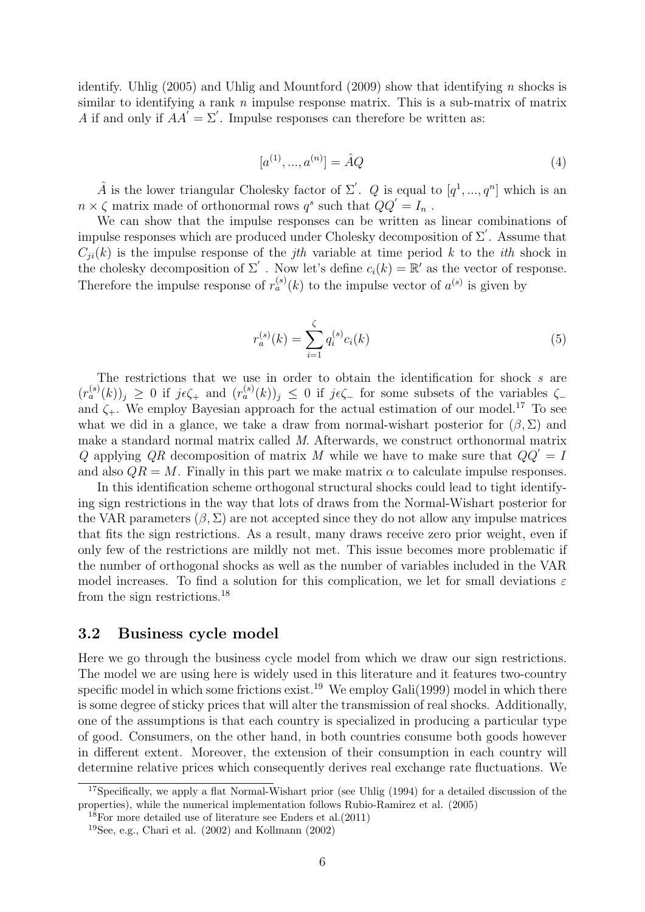identify. Uhlig (2005) and Uhlig and Mountford (2009) show that identifying $n$ shocks is similar to identifying a rank $n$ impulse response matrix. This is a sub-matrix of matrix $A$ if and only if $AA^{'} = \Sigma^{'}$. Impulse responses can therefore be written as:

$$[a^{(1)}, ..., a^{(n)}] = \hat{A}Q \tag{4}$$

$\hat{A}$ is the lower triangular Cholesky factor of $\Sigma^{'}$. $Q$ is equal to $[q^1, ..., q^n]$ which is an $n \times \zeta$ matrix made of orthonormal rows $q^s$ such that $QQ^{'} = I_n$ .

We can show that the impulse responses can be written as linear combinations of impulse responses which are produced under Cholesky decomposition of $\Sigma^{'}$. Assume that $C_{ji}(k)$ is the impulse response of the $jth$ variable at time period $k$ to the $ith$ shock in the cholesky decomposition of $\Sigma^{'}$ . Now let's define $c_i(k) = \mathbb{R}^{'}$ as the vector of response. Therefore the impulse response of $r_a^{(s)}(k)$ to the impulse vector of $a^{(s)}$ is given by

$$r_a^{(s)}(k) = \sum_{i=1}^{\zeta} q_i^{(s)} c_i(k) \tag{5}$$

The restrictions that we use in order to obtain the identification for shock $s$ are $(r_a^{(s)}(k))_j \geq 0$ if $j \epsilon \zeta_+$ and $(r_a^{(s)}(k))_j \leq 0$ if $j \epsilon \zeta_-$ for some subsets of the variables $\zeta_-$ and $\zeta_+$. We employ Bayesian approach for the actual estimation of our model.[17] To see what we did in a glance, we take a draw from normal-wishart posterior for $(\beta, \Sigma)$ and make a standard normal matrix called *M*. Afterwards, we construct orthonormal matrix $Q$ applying $QR$ decomposition of matrix $M$ while we have to make sure that $QQ^{'} = I$ and also $QR = M$. Finally in this part we make matrix $\alpha$ to calculate impulse responses.

In this identification scheme orthogonal structural shocks could lead to tight identifying sign restrictions in the way that lots of draws from the Normal-Wishart posterior for the VAR parameters $(\beta, \Sigma)$ are not accepted since they do not allow any impulse matrices that fits the sign restrictions. As a result, many draws receive zero prior weight, even if only few of the restrictions are mildly not met. This issue becomes more problematic if the number of orthogonal shocks as well as the number of variables included in the VAR model increases. To find a solution for this complication, we let for small deviations $\varepsilon$ from the sign restrictions.[18]

## 3.2 Business cycle model

Here we go through the business cycle model from which we draw our sign restrictions. The model we are using here is widely used in this literature and it features two-country specific model in which some frictions exist.[19] We employ Gali(1999) model in which there is some degree of sticky prices that will alter the transmission of real shocks. Additionally, one of the assumptions is that each country is specialized in producing a particular type of good. Consumers, on the other hand, in both countries consume both goods however in different extent. Moreover, the extension of their consumption in each country will determine relative prices which consequently derives real exchange rate fluctuations. We

[17] Specifically, we apply a flat Normal-Wishart prior (see Uhlig (1994) for a detailed discussion of the properties), while the numerical implementation follows Rubio-Ramirez et al. (2005)

[18] For more detailed use of literature see Enders et al.(2011)

[19] See, e.g., Chari et al. (2002) and Kollmann (2002)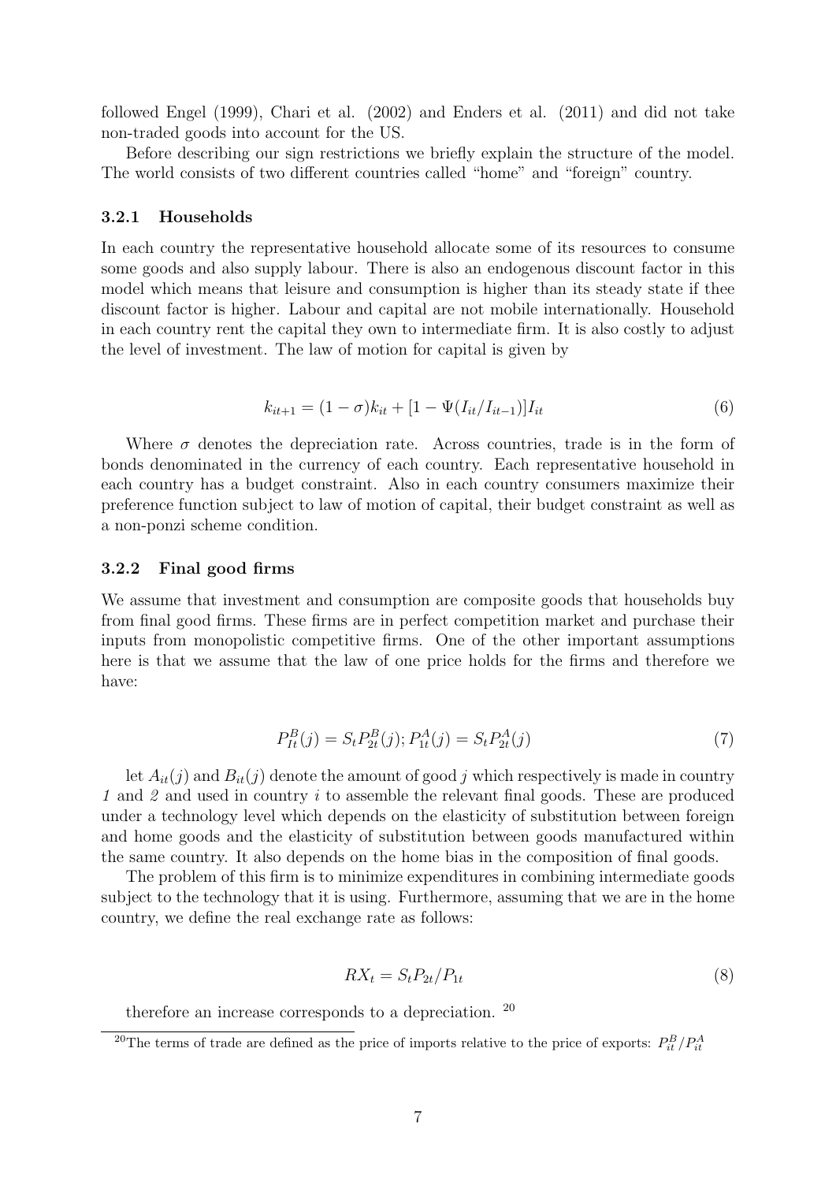followed Engel (1999), Chari et al. (2002) and Enders et al. (2011) and did not take non-traded goods into account for the US.

Before describing our sign restrictions we briefly explain the structure of the model. The world consists of two different countries called "home" and "foreign" country.

### 3.2.1 Households

In each country the representative household allocate some of its resources to consume some goods and also supply labour. There is also an endogenous discount factor in this model which means that leisure and consumption is higher than its steady state if thee discount factor is higher. Labour and capital are not mobile internationally. Household in each country rent the capital they own to intermediate firm. It is also costly to adjust the level of investment. The law of motion for capital is given by

$$k_{it+1} = (1 - \sigma)k_{it} + [1 - \Psi(I_{it}/I_{it-1})]I_{it} \tag{6}$$

Where $\sigma$ denotes the depreciation rate. Across countries, trade is in the form of bonds denominated in the currency of each country. Each representative household in each country has a budget constraint. Also in each country consumers maximize their preference function subject to law of motion of capital, their budget constraint as well as a non-ponzi scheme condition.

### 3.2.2 Final good firms

We assume that investment and consumption are composite goods that households buy from final good firms. These firms are in perfect competition market and purchase their inputs from monopolistic competitive firms. One of the other important assumptions here is that we assume that the law of one price holds for the firms and therefore we have:

$$P^B_{It}(j) = S_t P^B_{2t}(j); P^A_{1t}(j) = S_t P^A_{2t}(j) \tag{7}$$

let $A_{it}(j)$ and $B_{it}(j)$ denote the amount of good $j$ which respectively is made in country *1* and *2* and used in country $i$ to assemble the relevant final goods. These are produced under a technology level which depends on the elasticity of substitution between foreign and home goods and the elasticity of substitution between goods manufactured within the same country. It also depends on the home bias in the composition of final goods.

The problem of this firm is to minimize expenditures in combining intermediate goods subject to the technology that it is using. Furthermore, assuming that we are in the home country, we define the real exchange rate as follows:

$$RX_t = S_t P_{2t}/P_{1t} \tag{8}$$

therefore an increase corresponds to a depreciation. [20]

[20] The terms of trade are defined as the price of imports relative to the price of exports: $P^B_{it}/P^A_{it}$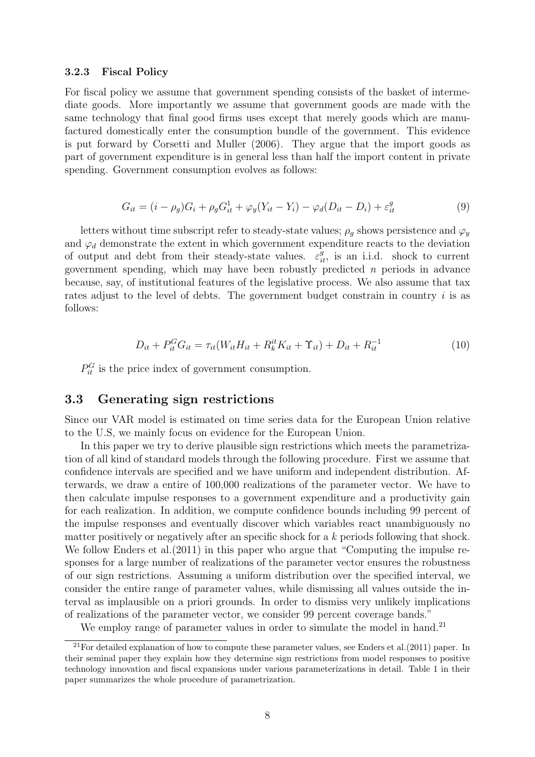### 3.2.3 Fiscal Policy

For fiscal policy we assume that government spending consists of the basket of intermediate goods. More importantly we assume that government goods are made with the same technology that final good firms uses except that merely goods which are manufactured domestically enter the consumption bundle of the government. This evidence is put forward by Corsetti and Muller (2006). They argue that the import goods as part of government expenditure is in general less than half the import content in private spending. Government consumption evolves as follows:

$$G_{it} = (i - \rho_g)G_i + \rho_g G_{it}^1 + \varphi_y(Y_{it} - Y_i) - \varphi_d(D_{it} - D_i) + \varepsilon_{it}^g \tag{9}$$

letters without time subscript refer to steady-state values; $\rho_g$ shows persistence and $\varphi_y$ and $\varphi_d$ demonstrate the extent in which government expenditure reacts to the deviation of output and debt from their steady-state values. $\varepsilon_{it}^g$, is an i.i.d. shock to current government spending, which may have been robustly predicted $n$ periods in advance because, say, of institutional features of the legislative process. We also assume that tax rates adjust to the level of debts. The government budget constrain in country $i$ is as follows:

$$D_{it} + P_{it}^G G_{it} = \tau_{it}(W_{it}H_{it} + R_k^{it}K_{it} + \Upsilon_{it}) + D_{it} + R_{it}^{-1} \tag{10}$$

$P_{it}^G$ is the price index of government consumption.

## 3.3 Generating sign restrictions

Since our VAR model is estimated on time series data for the European Union relative to the U.S, we mainly focus on evidence for the European Union.

In this paper we try to derive plausible sign restrictions which meets the parametrization of all kind of standard models through the following procedure. First we assume that confidence intervals are specified and we have uniform and independent distribution. Afterwards, we draw a entire of 100,000 realizations of the parameter vector. We have to then calculate impulse responses to a government expenditure and a productivity gain for each realization. In addition, we compute confidence bounds including 99 percent of the impulse responses and eventually discover which variables react unambiguously no matter positively or negatively after an specific shock for a $k$ periods following that shock. We follow Enders et al.(2011) in this paper who argue that "Computing the impulse responses for a large number of realizations of the parameter vector ensures the robustness of our sign restrictions. Assuming a uniform distribution over the specified interval, we consider the entire range of parameter values, while dismissing all values outside the interval as implausible on a priori grounds. In order to dismiss very unlikely implications of realizations of the parameter vector, we consider 99 percent coverage bands."

We employ range of parameter values in order to simulate the model in hand.[21]

[21] For detailed explanation of how to compute these parameter values, see Enders et al.(2011) paper. In their seminal paper they explain how they determine sign restrictions from model responses to positive technology innovation and fiscal expansions under various parameterizations in detail. Table 1 in their paper summarizes the whole procedure of parametrization.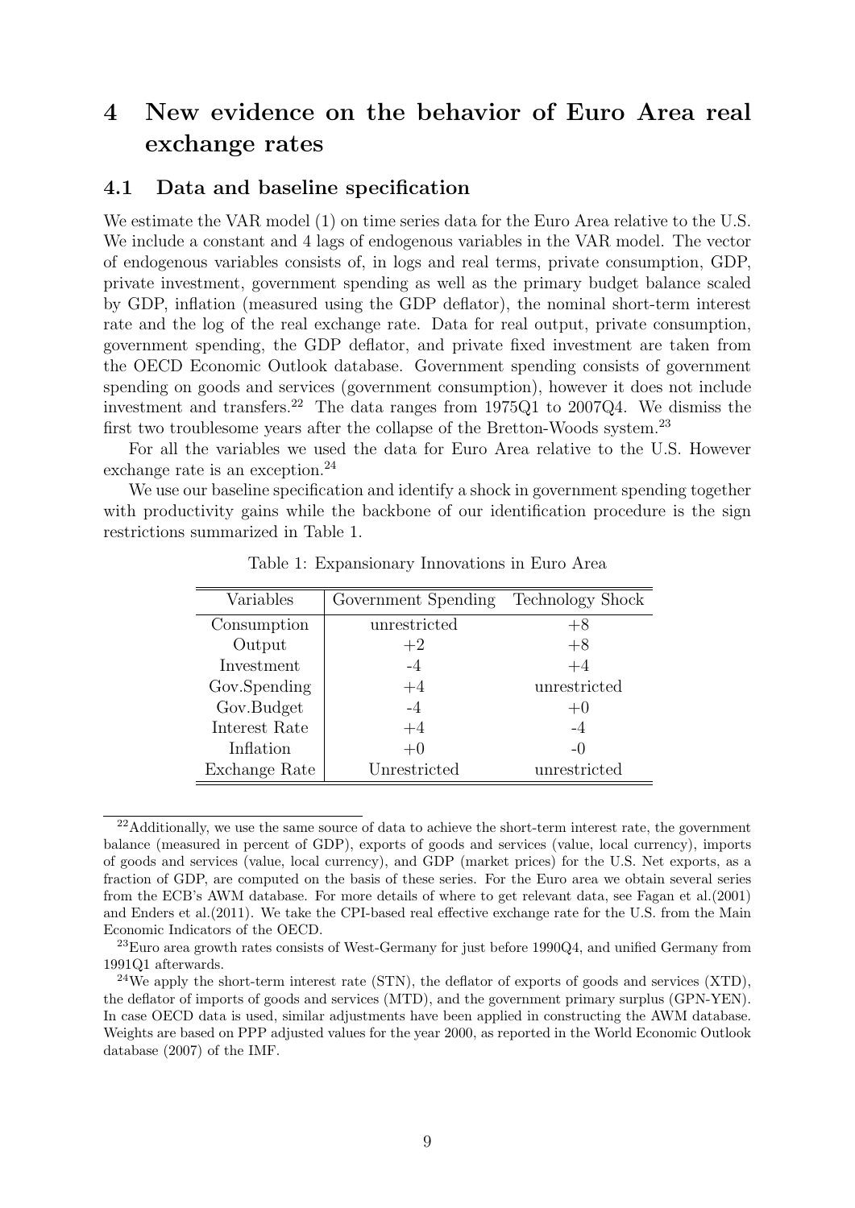# 4 New evidence on the behavior of Euro Area real exchange rates

## 4.1 Data and baseline specification

We estimate the VAR model (1) on time series data for the Euro Area relative to the U.S. We include a constant and 4 lags of endogenous variables in the VAR model. The vector of endogenous variables consists of, in logs and real terms, private consumption, GDP, private investment, government spending as well as the primary budget balance scaled by GDP, inflation (measured using the GDP deflator), the nominal short-term interest rate and the log of the real exchange rate. Data for real output, private consumption, government spending, the GDP deflator, and private fixed investment are taken from the OECD Economic Outlook database. Government spending consists of government spending on goods and services (government consumption), however it does not include investment and transfers.[22] The data ranges from 1975Q1 to 2007Q4. We dismiss the first two troublesome years after the collapse of the Bretton-Woods system.[23]

For all the variables we used the data for Euro Area relative to the U.S. However exchange rate is an exception.[24]

We use our baseline specification and identify a shock in government spending together with productivity gains while the backbone of our identification procedure is the sign restrictions summarized in Table 1.

Table 1: Expansionary Innovations in Euro Area

| Variables | Government Spending | Technology Shock |
|---|---|---|
| Consumption | unrestricted | +8 |
| Output | +2 | +8 |
| Investment | -4 | +4 |
| Gov.Spending | +4 | unrestricted |
| Gov.Budget | -4 | +0 |
| Interest Rate | +4 | -4 |
| Inflation | +0 | -0 |
| Exchange Rate | Unrestricted | unrestricted |

[22] Additionally, we use the same source of data to achieve the short-term interest rate, the government balance (measured in percent of GDP), exports of goods and services (value, local currency), imports of goods and services (value, local currency), and GDP (market prices) for the U.S. Net exports, as a fraction of GDP, are computed on the basis of these series. For the Euro area we obtain several series from the ECB's AWM database. For more details of where to get relevant data, see Fagan et al.(2001) and Enders et al.(2011). We take the CPI-based real effective exchange rate for the U.S. from the Main Economic Indicators of the OECD.

[23] Euro area growth rates consists of West-Germany for just before 1990Q4, and unified Germany from 1991Q1 afterwards.

[24] We apply the short-term interest rate (STN), the deflator of exports of goods and services (XTD), the deflator of imports of goods and services (MTD), and the government primary surplus (GPN-YEN). In case OECD data is used, similar adjustments have been applied in constructing the AWM database. Weights are based on PPP adjusted values for the year 2000, as reported in the World Economic Outlook database (2007) of the IMF.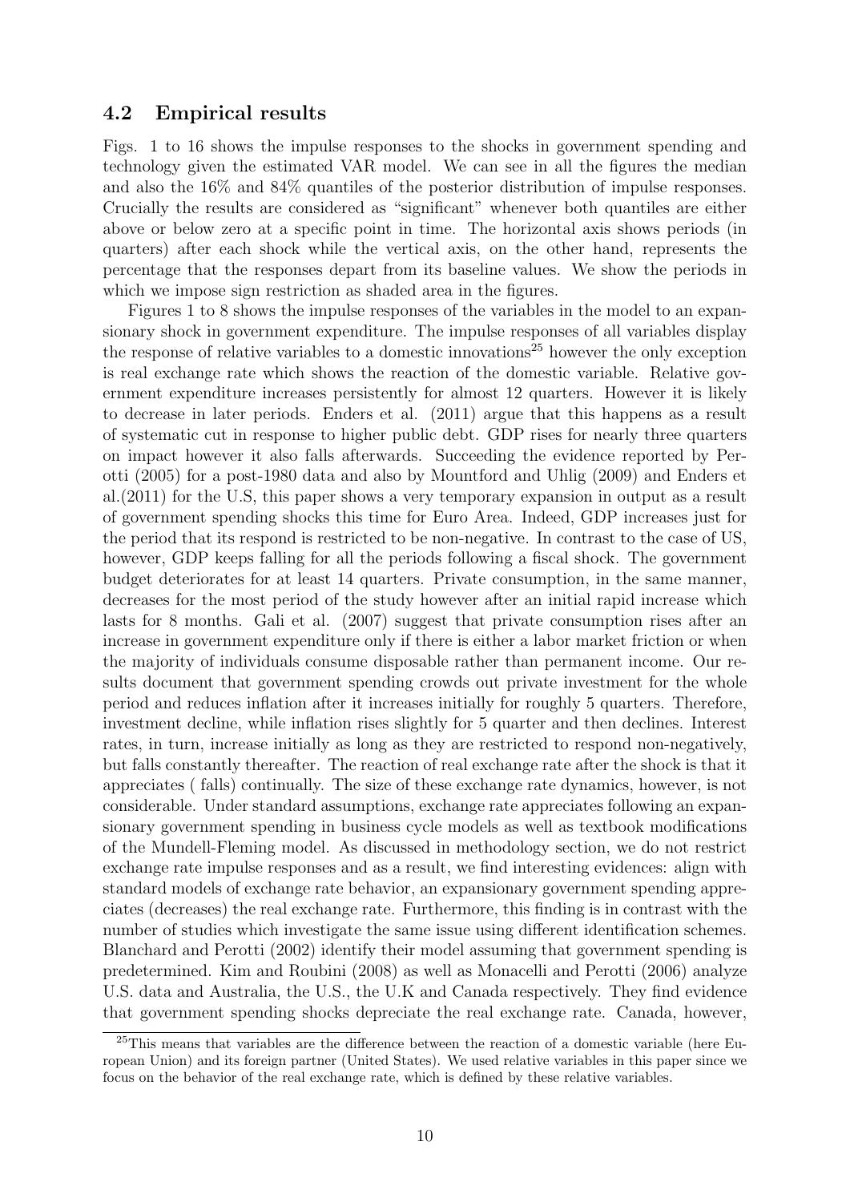### 4.2 Empirical results

Figs. 1 to 16 shows the impulse responses to the shocks in government spending and technology given the estimated VAR model. We can see in all the figures the median and also the 16% and 84% quantiles of the posterior distribution of impulse responses. Crucially the results are considered as "significant" whenever both quantiles are either above or below zero at a specific point in time. The horizontal axis shows periods (in quarters) after each shock while the vertical axis, on the other hand, represents the percentage that the responses depart from its baseline values. We show the periods in which we impose sign restriction as shaded area in the figures.

Figures 1 to 8 shows the impulse responses of the variables in the model to an expansionary shock in government expenditure. The impulse responses of all variables display the response of relative variables to a domestic innovations[25] however the only exception is real exchange rate which shows the reaction of the domestic variable. Relative government expenditure increases persistently for almost 12 quarters. However it is likely to decrease in later periods. Enders et al. (2011) argue that this happens as a result of systematic cut in response to higher public debt. GDP rises for nearly three quarters on impact however it also falls afterwards. Succeeding the evidence reported by Perotti (2005) for a post-1980 data and also by Mountford and Uhlig (2009) and Enders et al.(2011) for the U.S, this paper shows a very temporary expansion in output as a result of government spending shocks this time for Euro Area. Indeed, GDP increases just for the period that its respond is restricted to be non-negative. In contrast to the case of US, however, GDP keeps falling for all the periods following a fiscal shock. The government budget deteriorates for at least 14 quarters. Private consumption, in the same manner, decreases for the most period of the study however after an initial rapid increase which lasts for 8 months. Gali et al. (2007) suggest that private consumption rises after an increase in government expenditure only if there is either a labor market friction or when the majority of individuals consume disposable rather than permanent income. Our results document that government spending crowds out private investment for the whole period and reduces inflation after it increases initially for roughly 5 quarters. Therefore, investment decline, while inflation rises slightly for 5 quarter and then declines. Interest rates, in turn, increase initially as long as they are restricted to respond non-negatively, but falls constantly thereafter. The reaction of real exchange rate after the shock is that it appreciates ( falls) continually. The size of these exchange rate dynamics, however, is not considerable. Under standard assumptions, exchange rate appreciates following an expansionary government spending in business cycle models as well as textbook modifications of the Mundell-Fleming model. As discussed in methodology section, we do not restrict exchange rate impulse responses and as a result, we find interesting evidences: align with standard models of exchange rate behavior, an expansionary government spending appreciates (decreases) the real exchange rate. Furthermore, this finding is in contrast with the number of studies which investigate the same issue using different identification schemes. Blanchard and Perotti (2002) identify their model assuming that government spending is predetermined. Kim and Roubini (2008) as well as Monacelli and Perotti (2006) analyze U.S. data and Australia, the U.S., the U.K and Canada respectively. They find evidence that government spending shocks depreciate the real exchange rate. Canada, however,

[25] This means that variables are the difference between the reaction of a domestic variable (here European Union) and its foreign partner (United States). We used relative variables in this paper since we focus on the behavior of the real exchange rate, which is defined by these relative variables.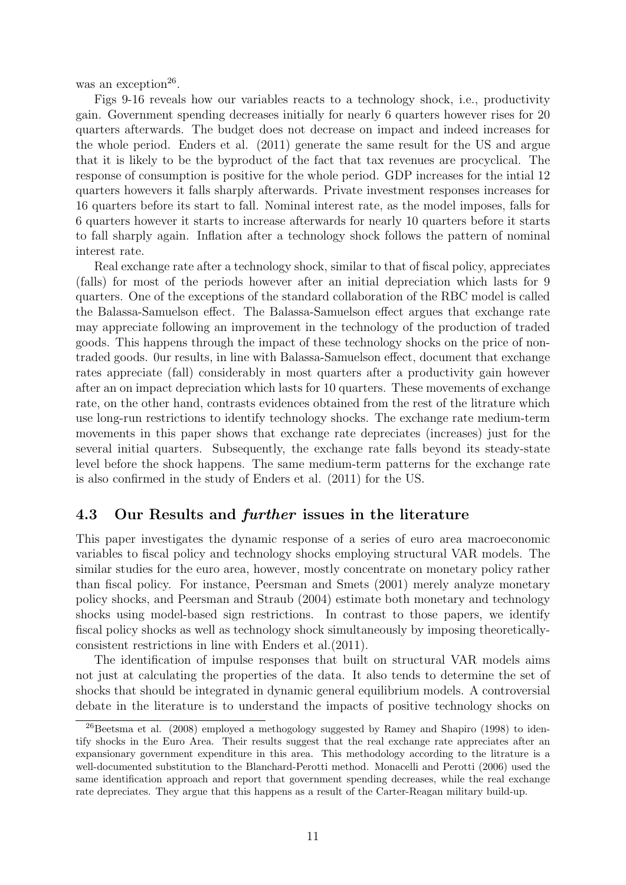was an exception[26].

Figs 9-16 reveals how our variables reacts to a technology shock, i.e., productivity gain. Government spending decreases initially for nearly 6 quarters however rises for 20 quarters afterwards. The budget does not decrease on impact and indeed increases for the whole period. Enders et al. (2011) generate the same result for the US and argue that it is likely to be the byproduct of the fact that tax revenues are procyclical. The response of consumption is positive for the whole period. GDP increases for the intial 12 quarters howevers it falls sharply afterwards. Private investment responses increases for 16 quarters before its start to fall. Nominal interest rate, as the model imposes, falls for 6 quarters however it starts to increase afterwards for nearly 10 quarters before it starts to fall sharply again. Inflation after a technology shock follows the pattern of nominal interest rate.

Real exchange rate after a technology shock, similar to that of fiscal policy, appreciates (falls) for most of the periods however after an initial depreciation which lasts for 9 quarters. One of the exceptions of the standard collaboration of the RBC model is called the Balassa-Samuelson effect. The Balassa-Samuelson effect argues that exchange rate may appreciate following an improvement in the technology of the production of traded goods. This happens through the impact of these technology shocks on the price of non-traded goods. 0ur results, in line with Balassa-Samuelson effect, document that exchange rates appreciate (fall) considerably in most quarters after a productivity gain however after an on impact depreciation which lasts for 10 quarters. These movements of exchange rate, on the other hand, contrasts evidences obtained from the rest of the litrature which use long-run restrictions to identify technology shocks. The exchange rate medium-term movements in this paper shows that exchange rate depreciates (increases) just for the several initial quarters. Subsequently, the exchange rate falls beyond its steady-state level before the shock happens. The same medium-term patterns for the exchange rate is also confirmed in the study of Enders et al. (2011) for the US.

### 4.3 Our Results and *further* issues in the literature

This paper investigates the dynamic response of a series of euro area macroeconomic variables to fiscal policy and technology shocks employing structural VAR models. The similar studies for the euro area, however, mostly concentrate on monetary policy rather than fiscal policy. For instance, Peersman and Smets (2001) merely analyze monetary policy shocks, and Peersman and Straub (2004) estimate both monetary and technology shocks using model-based sign restrictions. In contrast to those papers, we identify fiscal policy shocks as well as technology shock simultaneously by imposing theoretically-consistent restrictions in line with Enders et al.(2011).

The identification of impulse responses that built on structural VAR models aims not just at calculating the properties of the data. It also tends to determine the set of shocks that should be integrated in dynamic general equilibrium models. A controversial debate in the literature is to understand the impacts of positive technology shocks on

[26] Beetsma et al. (2008) employed a methogology suggested by Ramey and Shapiro (1998) to identify shocks in the Euro Area. Their results suggest that the real exchange rate appreciates after an expansionary government expenditure in this area. This methodology according to the litrature is a well-documented substitution to the Blanchard-Perotti method. Monacelli and Perotti (2006) used the same identification approach and report that government spending decreases, while the real exchange rate depreciates. They argue that this happens as a result of the Carter-Reagan military build-up.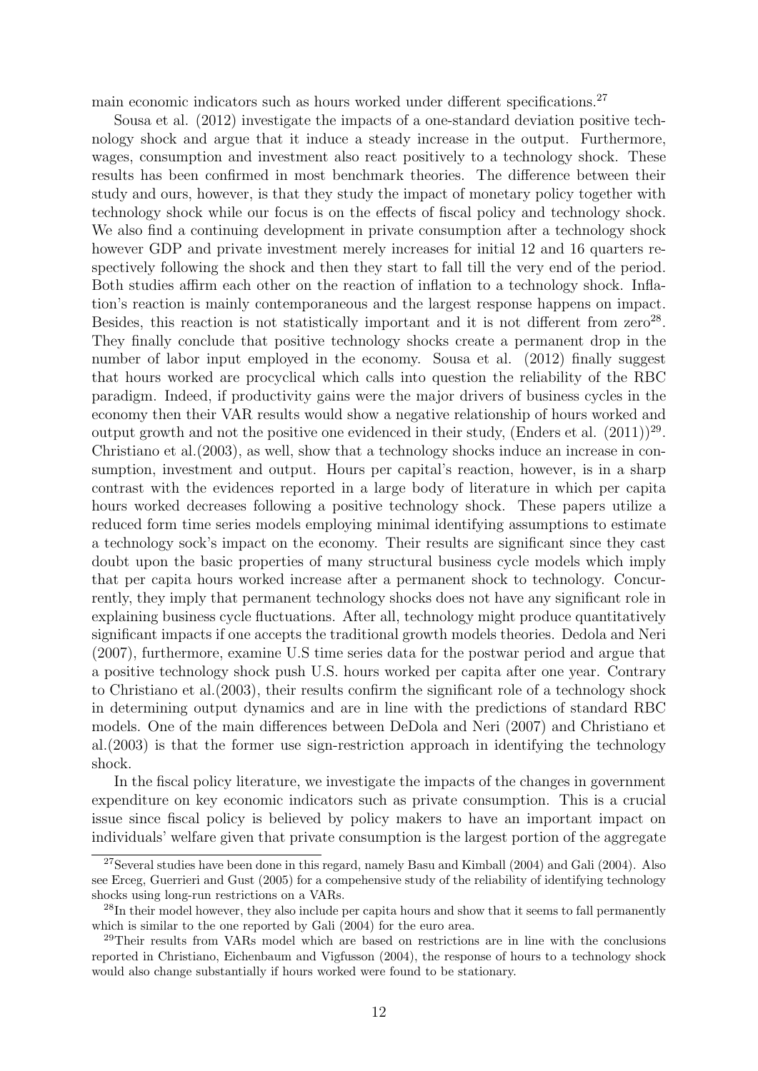main economic indicators such as hours worked under different specifications.[27]

Sousa et al. (2012) investigate the impacts of a one-standard deviation positive technology shock and argue that it induce a steady increase in the output. Furthermore, wages, consumption and investment also react positively to a technology shock. These results has been confirmed in most benchmark theories. The difference between their study and ours, however, is that they study the impact of monetary policy together with technology shock while our focus is on the effects of fiscal policy and technology shock. We also find a continuing development in private consumption after a technology shock however GDP and private investment merely increases for initial 12 and 16 quarters respectively following the shock and then they start to fall till the very end of the period. Both studies affirm each other on the reaction of inflation to a technology shock. Inflation's reaction is mainly contemporaneous and the largest response happens on impact. Besides, this reaction is not statistically important and it is not different from zero[28]. They finally conclude that positive technology shocks create a permanent drop in the number of labor input employed in the economy. Sousa et al. (2012) finally suggest that hours worked are procyclical which calls into question the reliability of the RBC paradigm. Indeed, if productivity gains were the major drivers of business cycles in the economy then their VAR results would show a negative relationship of hours worked and output growth and not the positive one evidenced in their study, (Enders et al. (2011))[29]. Christiano et al.(2003), as well, show that a technology shocks induce an increase in consumption, investment and output. Hours per capital's reaction, however, is in a sharp contrast with the evidences reported in a large body of literature in which per capita hours worked decreases following a positive technology shock. These papers utilize a reduced form time series models employing minimal identifying assumptions to estimate a technology sock's impact on the economy. Their results are significant since they cast doubt upon the basic properties of many structural business cycle models which imply that per capita hours worked increase after a permanent shock to technology. Concurrently, they imply that permanent technology shocks does not have any significant role in explaining business cycle fluctuations. After all, technology might produce quantitatively significant impacts if one accepts the traditional growth models theories. Dedola and Neri (2007), furthermore, examine U.S time series data for the postwar period and argue that a positive technology shock push U.S. hours worked per capita after one year. Contrary to Christiano et al.(2003), their results confirm the significant role of a technology shock in determining output dynamics and are in line with the predictions of standard RBC models. One of the main differences between DeDola and Neri (2007) and Christiano et al.(2003) is that the former use sign-restriction approach in identifying the technology shock.

In the fiscal policy literature, we investigate the impacts of the changes in government expenditure on key economic indicators such as private consumption. This is a crucial issue since fiscal policy is believed by policy makers to have an important impact on individuals' welfare given that private consumption is the largest portion of the aggregate

[27]Several studies have been done in this regard, namely Basu and Kimball (2004) and Gali (2004). Also see Erceg, Guerrieri and Gust (2005) for a compehensive study of the reliability of identifying technology shocks using long-run restrictions on a VARs.

[28]In their model however, they also include per capita hours and show that it seems to fall permanently which is similar to the one reported by Gali (2004) for the euro area.

[29]Their results from VARs model which are based on restrictions are in line with the conclusions reported in Christiano, Eichenbaum and Vigfusson (2004), the response of hours to a technology shock would also change substantially if hours worked were found to be stationary.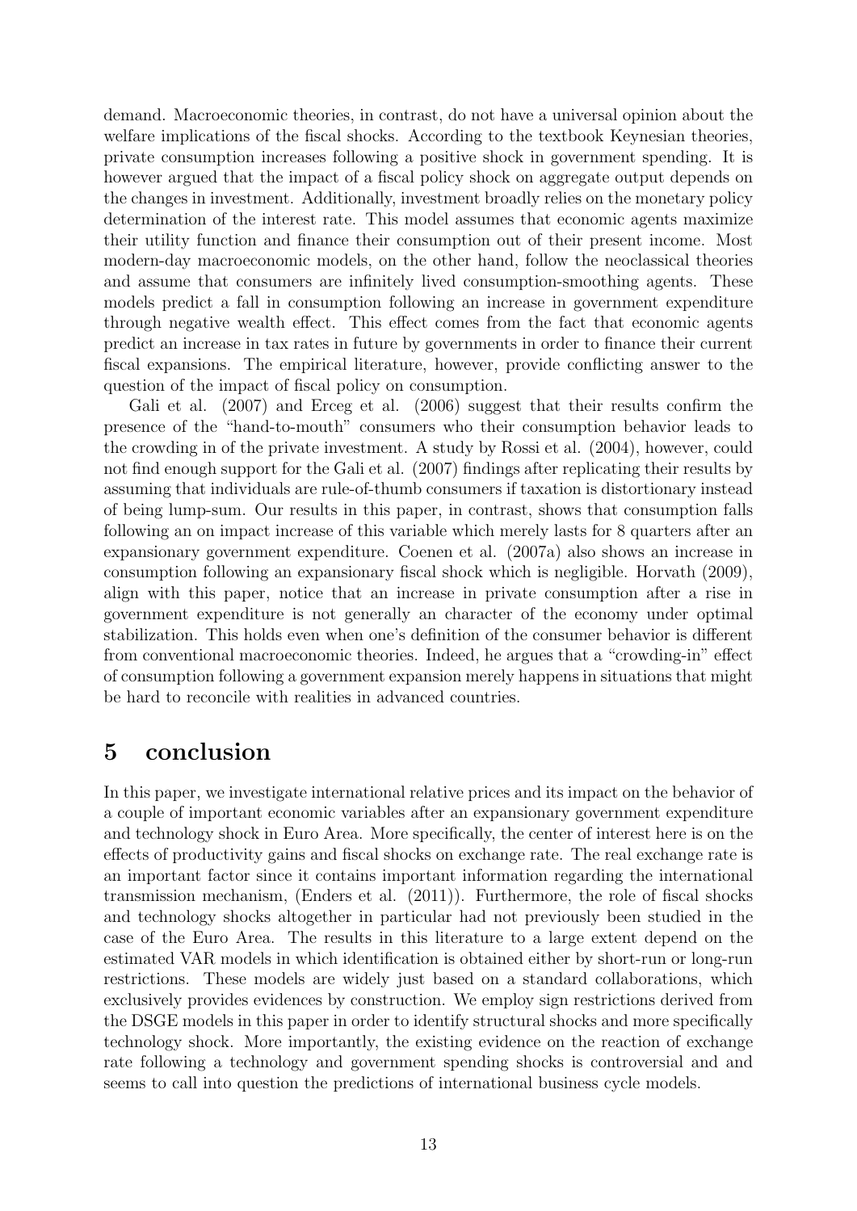demand. Macroeconomic theories, in contrast, do not have a universal opinion about the welfare implications of the fiscal shocks. According to the textbook Keynesian theories, private consumption increases following a positive shock in government spending. It is however argued that the impact of a fiscal policy shock on aggregate output depends on the changes in investment. Additionally, investment broadly relies on the monetary policy determination of the interest rate. This model assumes that economic agents maximize their utility function and finance their consumption out of their present income. Most modern-day macroeconomic models, on the other hand, follow the neoclassical theories and assume that consumers are infinitely lived consumption-smoothing agents. These models predict a fall in consumption following an increase in government expenditure through negative wealth effect. This effect comes from the fact that economic agents predict an increase in tax rates in future by governments in order to finance their current fiscal expansions. The empirical literature, however, provide conflicting answer to the question of the impact of fiscal policy on consumption.

Gali et al. (2007) and Erceg et al. (2006) suggest that their results confirm the presence of the "hand-to-mouth" consumers who their consumption behavior leads to the crowding in of the private investment. A study by Rossi et al. (2004), however, could not find enough support for the Gali et al. (2007) findings after replicating their results by assuming that individuals are rule-of-thumb consumers if taxation is distortionary instead of being lump-sum. Our results in this paper, in contrast, shows that consumption falls following an on impact increase of this variable which merely lasts for 8 quarters after an expansionary government expenditure. Coenen et al. (2007a) also shows an increase in consumption following an expansionary fiscal shock which is negligible. Horvath (2009), align with this paper, notice that an increase in private consumption after a rise in government expenditure is not generally an character of the economy under optimal stabilization. This holds even when one's definition of the consumer behavior is different from conventional macroeconomic theories. Indeed, he argues that a "crowding-in" effect of consumption following a government expansion merely happens in situations that might be hard to reconcile with realities in advanced countries.

# 5 conclusion

In this paper, we investigate international relative prices and its impact on the behavior of a couple of important economic variables after an expansionary government expenditure and technology shock in Euro Area. More specifically, the center of interest here is on the effects of productivity gains and fiscal shocks on exchange rate. The real exchange rate is an important factor since it contains important information regarding the international transmission mechanism, (Enders et al. (2011)). Furthermore, the role of fiscal shocks and technology shocks altogether in particular had not previously been studied in the case of the Euro Area. The results in this literature to a large extent depend on the estimated VAR models in which identification is obtained either by short-run or long-run restrictions. These models are widely just based on a standard collaborations, which exclusively provides evidences by construction. We employ sign restrictions derived from the DSGE models in this paper in order to identify structural shocks and more specifically technology shock. More importantly, the existing evidence on the reaction of exchange rate following a technology and government spending shocks is controversial and and seems to call into question the predictions of international business cycle models.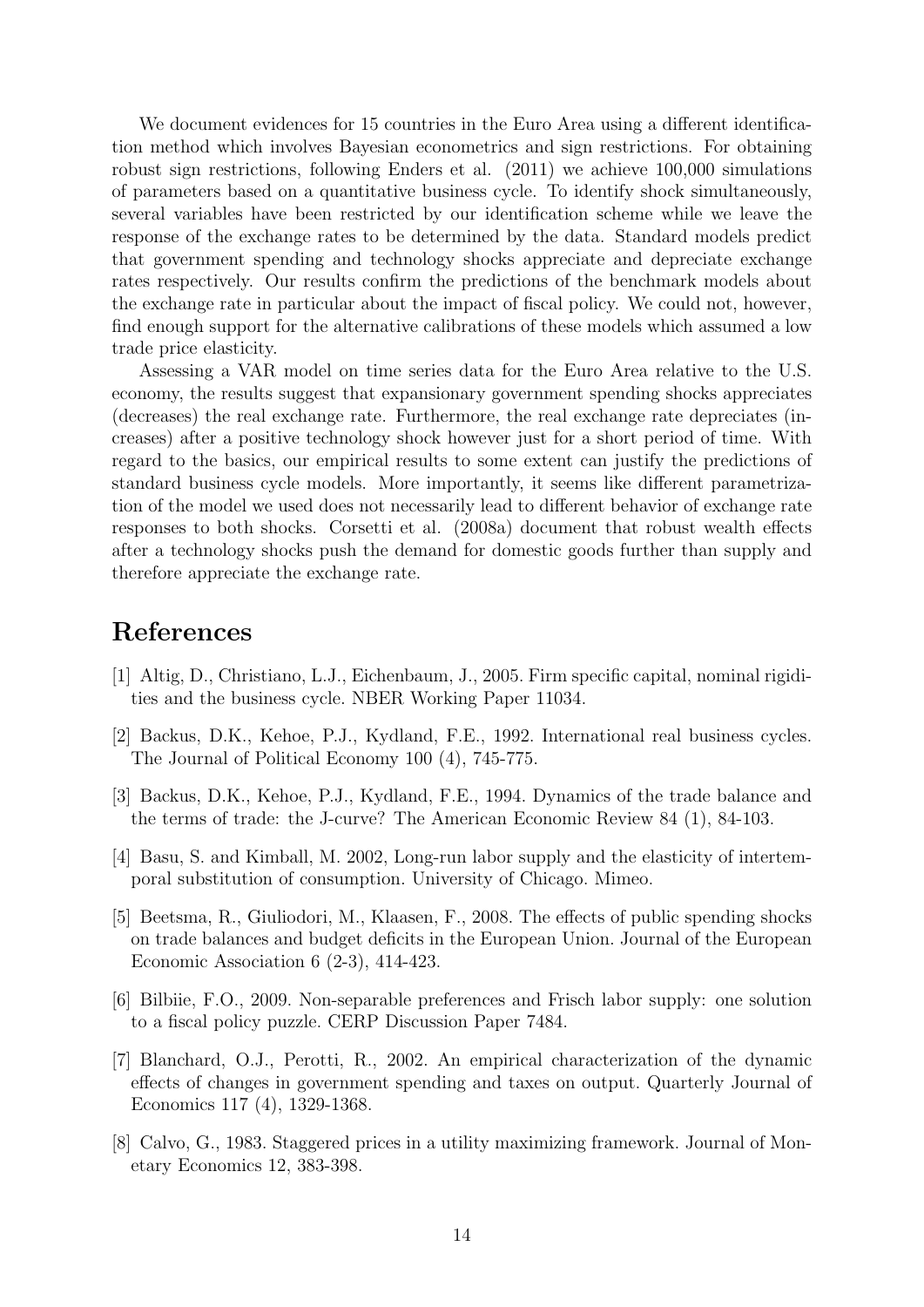We document evidences for 15 countries in the Euro Area using a different identification method which involves Bayesian econometrics and sign restrictions. For obtaining robust sign restrictions, following Enders et al. (2011) we achieve 100,000 simulations of parameters based on a quantitative business cycle. To identify shock simultaneously, several variables have been restricted by our identification scheme while we leave the response of the exchange rates to be determined by the data. Standard models predict that government spending and technology shocks appreciate and depreciate exchange rates respectively. Our results confirm the predictions of the benchmark models about the exchange rate in particular about the impact of fiscal policy. We could not, however, find enough support for the alternative calibrations of these models which assumed a low trade price elasticity.

Assessing a VAR model on time series data for the Euro Area relative to the U.S. economy, the results suggest that expansionary government spending shocks appreciates (decreases) the real exchange rate. Furthermore, the real exchange rate depreciates (increases) after a positive technology shock however just for a short period of time. With regard to the basics, our empirical results to some extent can justify the predictions of standard business cycle models. More importantly, it seems like different parametrization of the model we used does not necessarily lead to different behavior of exchange rate responses to both shocks. Corsetti et al. (2008a) document that robust wealth effects after a technology shocks push the demand for domestic goods further than supply and therefore appreciate the exchange rate.

# References

[1] Altig, D., Christiano, L.J., Eichenbaum, J., 2005. Firm specific capital, nominal rigidities and the business cycle. NBER Working Paper 11034.

[2] Backus, D.K., Kehoe, P.J., Kydland, F.E., 1992. International real business cycles. The Journal of Political Economy 100 (4), 745-775.

[3] Backus, D.K., Kehoe, P.J., Kydland, F.E., 1994. Dynamics of the trade balance and the terms of trade: the J-curve? The American Economic Review 84 (1), 84-103.

[4] Basu, S. and Kimball, M. 2002, Long-run labor supply and the elasticity of intertemporal substitution of consumption. University of Chicago. Mimeo.

[5] Beetsma, R., Giuliodori, M., Klaasen, F., 2008. The effects of public spending shocks on trade balances and budget deficits in the European Union. Journal of the European Economic Association 6 (2-3), 414-423.

[6] Bilbiie, F.O., 2009. Non-separable preferences and Frisch labor supply: one solution to a fiscal policy puzzle. CERP Discussion Paper 7484.

[7] Blanchard, O.J., Perotti, R., 2002. An empirical characterization of the dynamic effects of changes in government spending and taxes on output. Quarterly Journal of Economics 117 (4), 1329-1368.

[8] Calvo, G., 1983. Staggered prices in a utility maximizing framework. Journal of Monetary Economics 12, 383-398.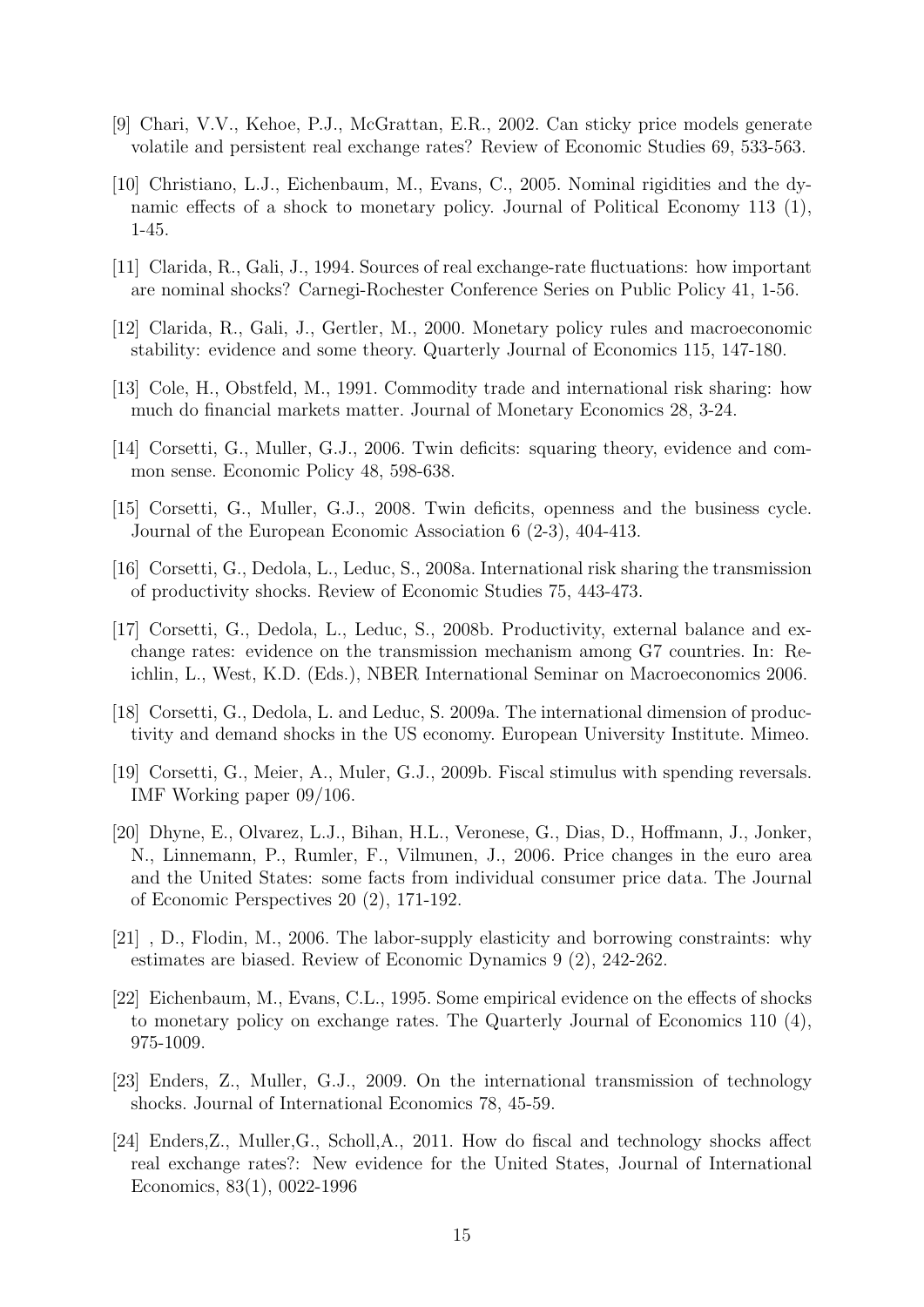[9] Chari, V.V., Kehoe, P.J., McGrattan, E.R., 2002. Can sticky price models generate volatile and persistent real exchange rates? Review of Economic Studies 69, 533-563.

[10] Christiano, L.J., Eichenbaum, M., Evans, C., 2005. Nominal rigidities and the dynamic effects of a shock to monetary policy. Journal of Political Economy 113 (1), 1-45.

[11] Clarida, R., Gali, J., 1994. Sources of real exchange-rate fluctuations: how important are nominal shocks? Carnegi-Rochester Conference Series on Public Policy 41, 1-56.

[12] Clarida, R., Gali, J., Gertler, M., 2000. Monetary policy rules and macroeconomic stability: evidence and some theory. Quarterly Journal of Economics 115, 147-180.

[13] Cole, H., Obstfeld, M., 1991. Commodity trade and international risk sharing: how much do financial markets matter. Journal of Monetary Economics 28, 3-24.

[14] Corsetti, G., Muller, G.J., 2006. Twin deficits: squaring theory, evidence and common sense. Economic Policy 48, 598-638.

[15] Corsetti, G., Muller, G.J., 2008. Twin deficits, openness and the business cycle. Journal of the European Economic Association 6 (2-3), 404-413.

[16] Corsetti, G., Dedola, L., Leduc, S., 2008a. International risk sharing the transmission of productivity shocks. Review of Economic Studies 75, 443-473.

[17] Corsetti, G., Dedola, L., Leduc, S., 2008b. Productivity, external balance and exchange rates: evidence on the transmission mechanism among G7 countries. In: Reichlin, L., West, K.D. (Eds.), NBER International Seminar on Macroeconomics 2006.

[18] Corsetti, G., Dedola, L. and Leduc, S. 2009a. The international dimension of productivity and demand shocks in the US economy. European University Institute. Mimeo.

[19] Corsetti, G., Meier, A., Muler, G.J., 2009b. Fiscal stimulus with spending reversals. IMF Working paper 09/106.

[20] Dhyne, E., Olvarez, L.J., Bihan, H.L., Veronese, G., Dias, D., Hoffmann, J., Jonker, N., Linnemann, P., Rumler, F., Vilmunen, J., 2006. Price changes in the euro area and the United States: some facts from individual consumer price data. The Journal of Economic Perspectives 20 (2), 171-192.

[21] , D., Flodin, M., 2006. The labor-supply elasticity and borrowing constraints: why estimates are biased. Review of Economic Dynamics 9 (2), 242-262.

[22] Eichenbaum, M., Evans, C.L., 1995. Some empirical evidence on the effects of shocks to monetary policy on exchange rates. The Quarterly Journal of Economics 110 (4), 975-1009.

[23] Enders, Z., Muller, G.J., 2009. On the international transmission of technology shocks. Journal of International Economics 78, 45-59.

[24] Enders,Z., Muller,G., Scholl,A., 2011. How do fiscal and technology shocks affect real exchange rates?: New evidence for the United States, Journal of International Economics, 83(1), 0022-1996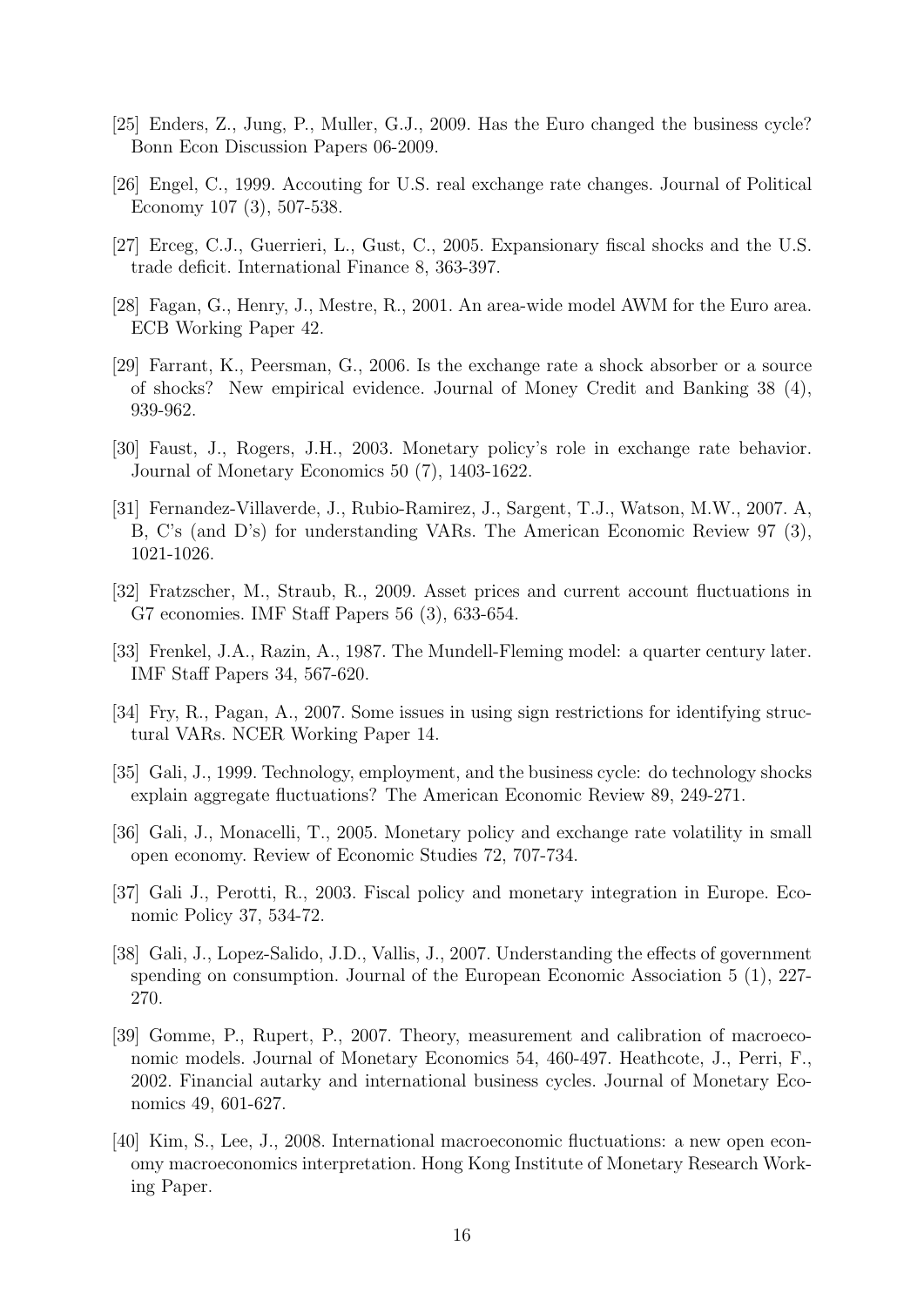[25] Enders, Z., Jung, P., Muller, G.J., 2009. Has the Euro changed the business cycle? Bonn Econ Discussion Papers 06-2009.

[26] Engel, C., 1999. Accouting for U.S. real exchange rate changes. Journal of Political Economy 107 (3), 507-538.

[27] Erceg, C.J., Guerrieri, L., Gust, C., 2005. Expansionary fiscal shocks and the U.S. trade deficit. International Finance 8, 363-397.

[28] Fagan, G., Henry, J., Mestre, R., 2001. An area-wide model AWM for the Euro area. ECB Working Paper 42.

[29] Farrant, K., Peersman, G., 2006. Is the exchange rate a shock absorber or a source of shocks? New empirical evidence. Journal of Money Credit and Banking 38 (4), 939-962.

[30] Faust, J., Rogers, J.H., 2003. Monetary policy's role in exchange rate behavior. Journal of Monetary Economics 50 (7), 1403-1622.

[31] Fernandez-Villaverde, J., Rubio-Ramirez, J., Sargent, T.J., Watson, M.W., 2007. A, B, C's (and D's) for understanding VARs. The American Economic Review 97 (3), 1021-1026.

[32] Fratzscher, M., Straub, R., 2009. Asset prices and current account fluctuations in G7 economies. IMF Staff Papers 56 (3), 633-654.

[33] Frenkel, J.A., Razin, A., 1987. The Mundell-Fleming model: a quarter century later. IMF Staff Papers 34, 567-620.

[34] Fry, R., Pagan, A., 2007. Some issues in using sign restrictions for identifying structural VARs. NCER Working Paper 14.

[35] Gali, J., 1999. Technology, employment, and the business cycle: do technology shocks explain aggregate fluctuations? The American Economic Review 89, 249-271.

[36] Gali, J., Monacelli, T., 2005. Monetary policy and exchange rate volatility in small open economy. Review of Economic Studies 72, 707-734.

[37] Gali J., Perotti, R., 2003. Fiscal policy and monetary integration in Europe. Economic Policy 37, 534-72.

[38] Gali, J., Lopez-Salido, J.D., Vallis, J., 2007. Understanding the effects of government spending on consumption. Journal of the European Economic Association 5 (1), 227-270.

[39] Gomme, P., Rupert, P., 2007. Theory, measurement and calibration of macroeconomic models. Journal of Monetary Economics 54, 460-497. Heathcote, J., Perri, F., 2002. Financial autarky and international business cycles. Journal of Monetary Economics 49, 601-627.

[40] Kim, S., Lee, J., 2008. International macroeconomic fluctuations: a new open economy macroeconomics interpretation. Hong Kong Institute of Monetary Research Working Paper.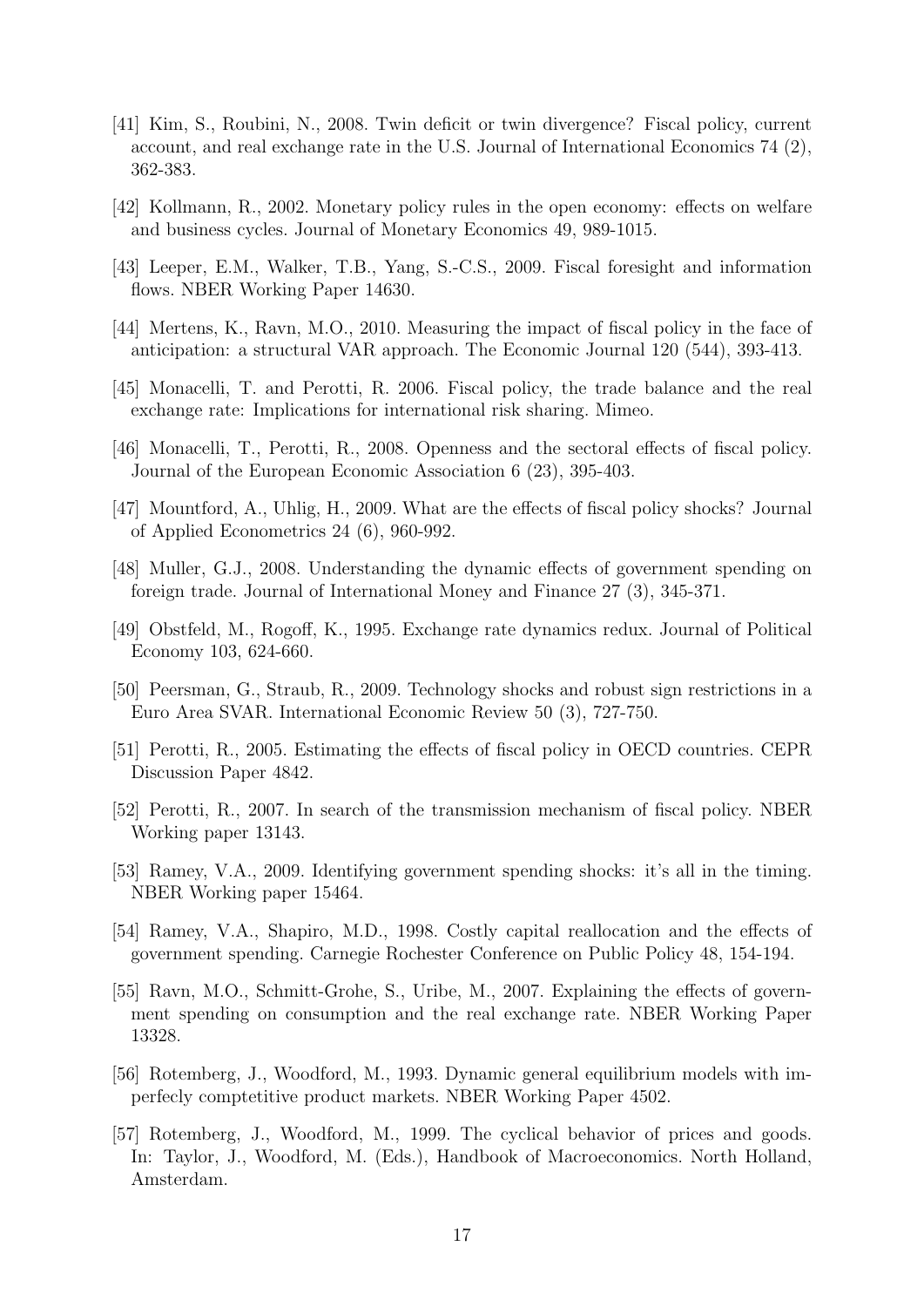[41] Kim, S., Roubini, N., 2008. Twin deficit or twin divergence? Fiscal policy, current account, and real exchange rate in the U.S. Journal of International Economics 74 (2), 362-383.

[42] Kollmann, R., 2002. Monetary policy rules in the open economy: effects on welfare and business cycles. Journal of Monetary Economics 49, 989-1015.

[43] Leeper, E.M., Walker, T.B., Yang, S.-C.S., 2009. Fiscal foresight and information flows. NBER Working Paper 14630.

[44] Mertens, K., Ravn, M.O., 2010. Measuring the impact of fiscal policy in the face of anticipation: a structural VAR approach. The Economic Journal 120 (544), 393-413.

[45] Monacelli, T. and Perotti, R. 2006. Fiscal policy, the trade balance and the real exchange rate: Implications for international risk sharing. Mimeo.

[46] Monacelli, T., Perotti, R., 2008. Openness and the sectoral effects of fiscal policy. Journal of the European Economic Association 6 (23), 395-403.

[47] Mountford, A., Uhlig, H., 2009. What are the effects of fiscal policy shocks? Journal of Applied Econometrics 24 (6), 960-992.

[48] Muller, G.J., 2008. Understanding the dynamic effects of government spending on foreign trade. Journal of International Money and Finance 27 (3), 345-371.

[49] Obstfeld, M., Rogoff, K., 1995. Exchange rate dynamics redux. Journal of Political Economy 103, 624-660.

[50] Peersman, G., Straub, R., 2009. Technology shocks and robust sign restrictions in a Euro Area SVAR. International Economic Review 50 (3), 727-750.

[51] Perotti, R., 2005. Estimating the effects of fiscal policy in OECD countries. CEPR Discussion Paper 4842.

[52] Perotti, R., 2007. In search of the transmission mechanism of fiscal policy. NBER Working paper 13143.

[53] Ramey, V.A., 2009. Identifying government spending shocks: it's all in the timing. NBER Working paper 15464.

[54] Ramey, V.A., Shapiro, M.D., 1998. Costly capital reallocation and the effects of government spending. Carnegie Rochester Conference on Public Policy 48, 154-194.

[55] Ravn, M.O., Schmitt-Grohe, S., Uribe, M., 2007. Explaining the effects of government spending on consumption and the real exchange rate. NBER Working Paper 13328.

[56] Rotemberg, J., Woodford, M., 1993. Dynamic general equilibrium models with imperfecly comptetitive product markets. NBER Working Paper 4502.

[57] Rotemberg, J., Woodford, M., 1999. The cyclical behavior of prices and goods. In: Taylor, J., Woodford, M. (Eds.), Handbook of Macroeconomics. North Holland, Amsterdam.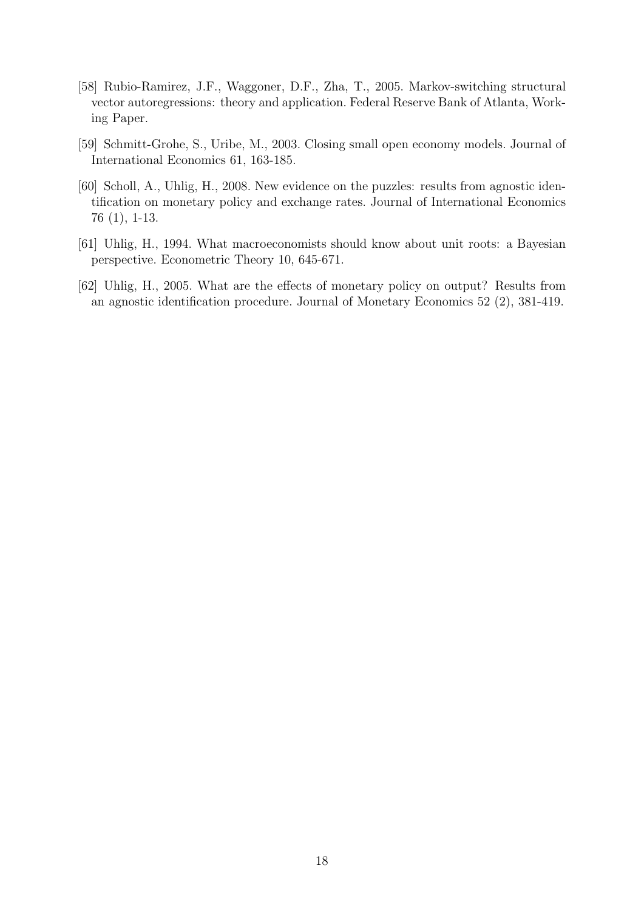[58] Rubio-Ramirez, J.F., Waggoner, D.F., Zha, T., 2005. Markov-switching structural vector autoregressions: theory and application. Federal Reserve Bank of Atlanta, Working Paper.

[59] Schmitt-Grohe, S., Uribe, M., 2003. Closing small open economy models. Journal of International Economics 61, 163-185.

[60] Scholl, A., Uhlig, H., 2008. New evidence on the puzzles: results from agnostic identification on monetary policy and exchange rates. Journal of International Economics 76 (1), 1-13.

[61] Uhlig, H., 1994. What macroeconomists should know about unit roots: a Bayesian perspective. Econometric Theory 10, 645-671.

[62] Uhlig, H., 2005. What are the effects of monetary policy on output? Results from an agnostic identification procedure. Journal of Monetary Economics 52 (2), 381-419.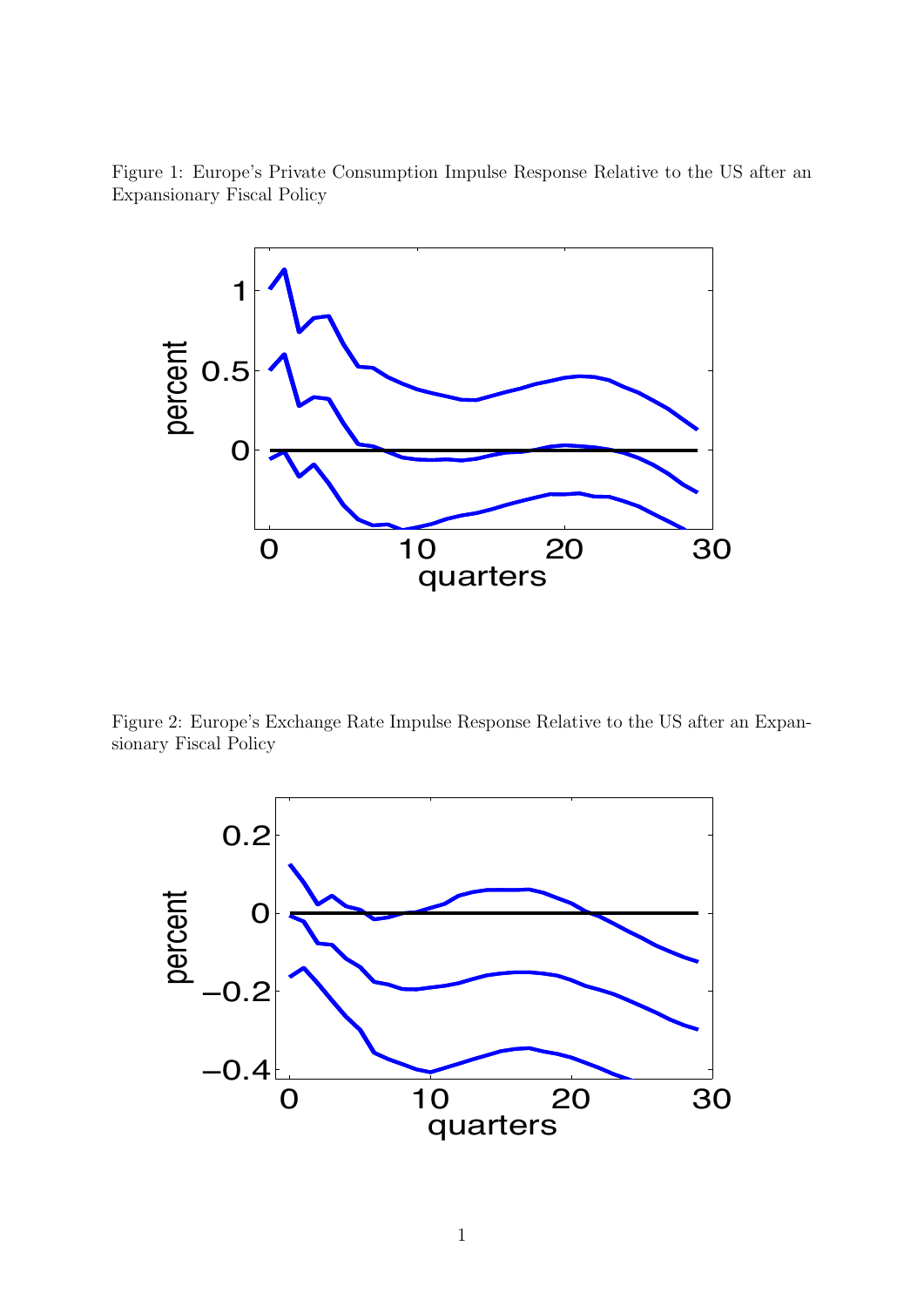Figure 1: Europe's Private Consumption Impulse Response Relative to the US after an Expansionary Fiscal Policy

Figure 2: Europe's Exchange Rate Impulse Response Relative to the US after an Expansionary Fiscal Policy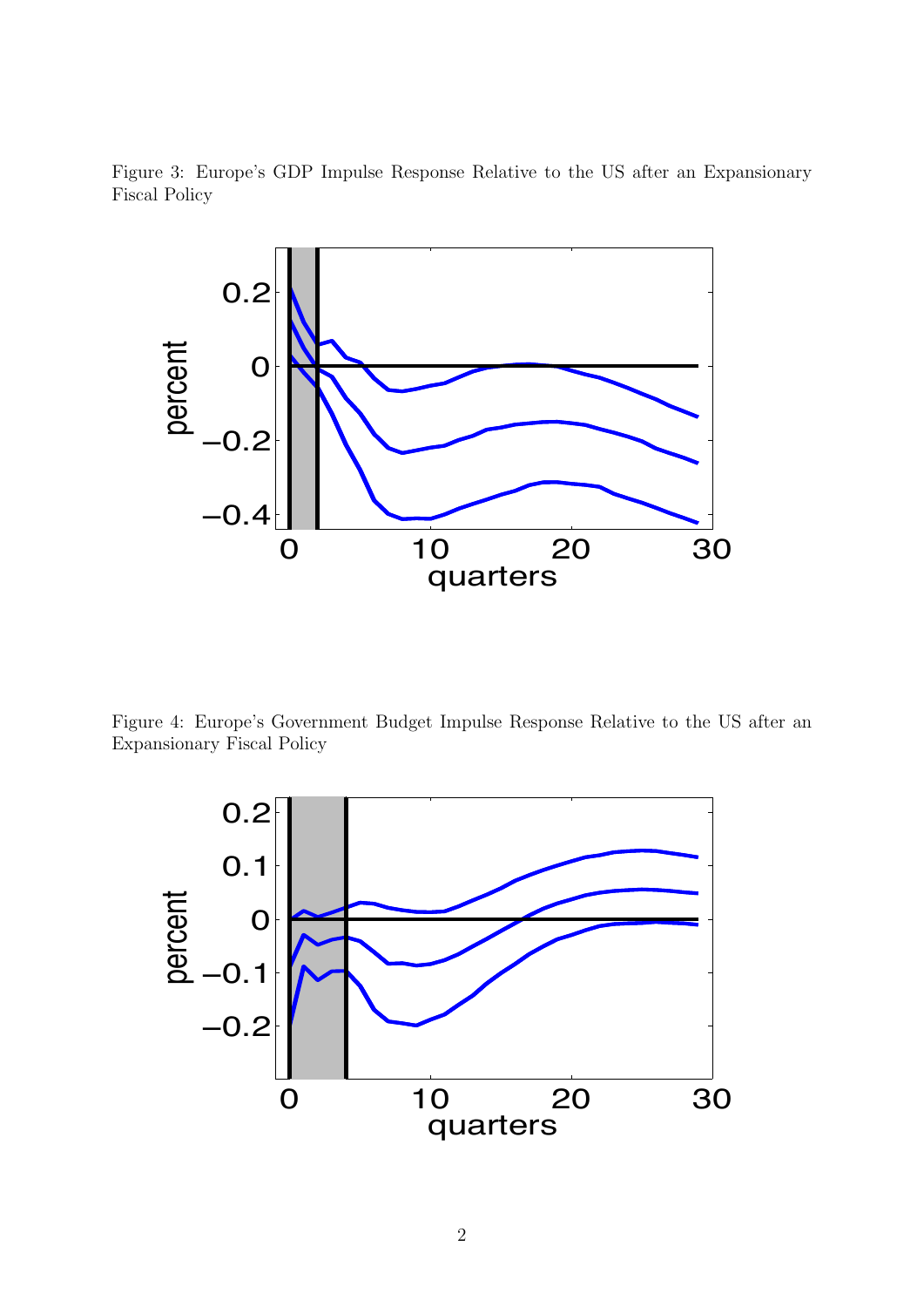Figure 3: Europe's GDP Impulse Response Relative to the US after an Expansionary Fiscal Policy

Figure 4: Europe's Government Budget Impulse Response Relative to the US after an Expansionary Fiscal Policy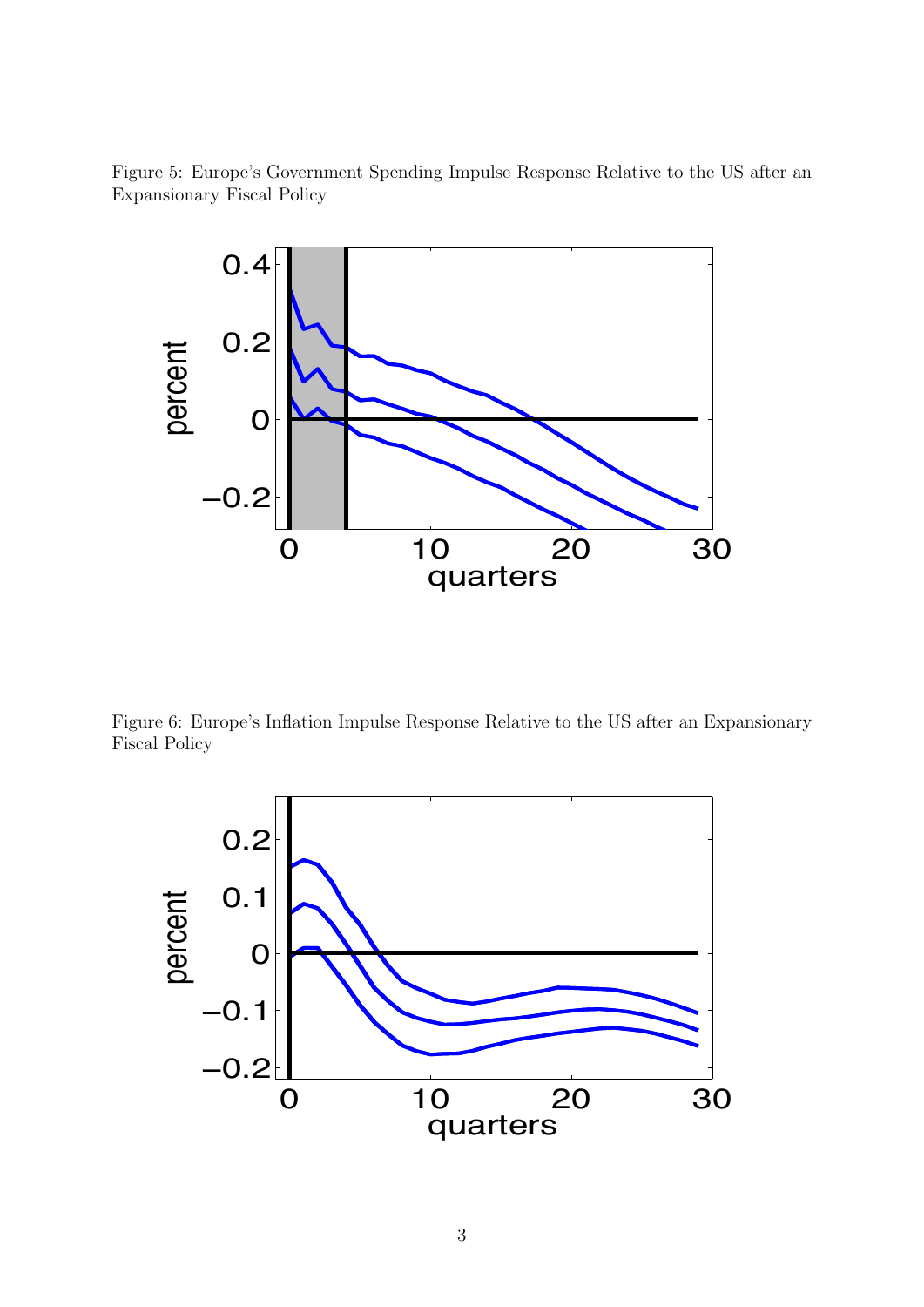Figure 5: Europe's Government Spending Impulse Response Relative to the US after an Expansionary Fiscal Policy

Figure 6: Europe's Inflation Impulse Response Relative to the US after an Expansionary Fiscal Policy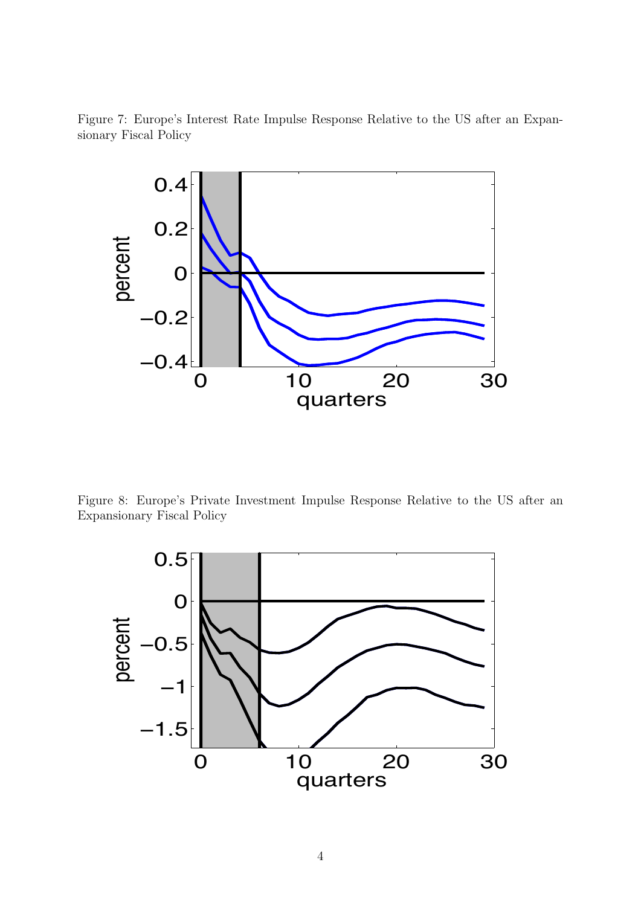Figure 7: Europe's Interest Rate Impulse Response Relative to the US after an Expansionary Fiscal Policy

Figure 8: Europe's Private Investment Impulse Response Relative to the US after an Expansionary Fiscal Policy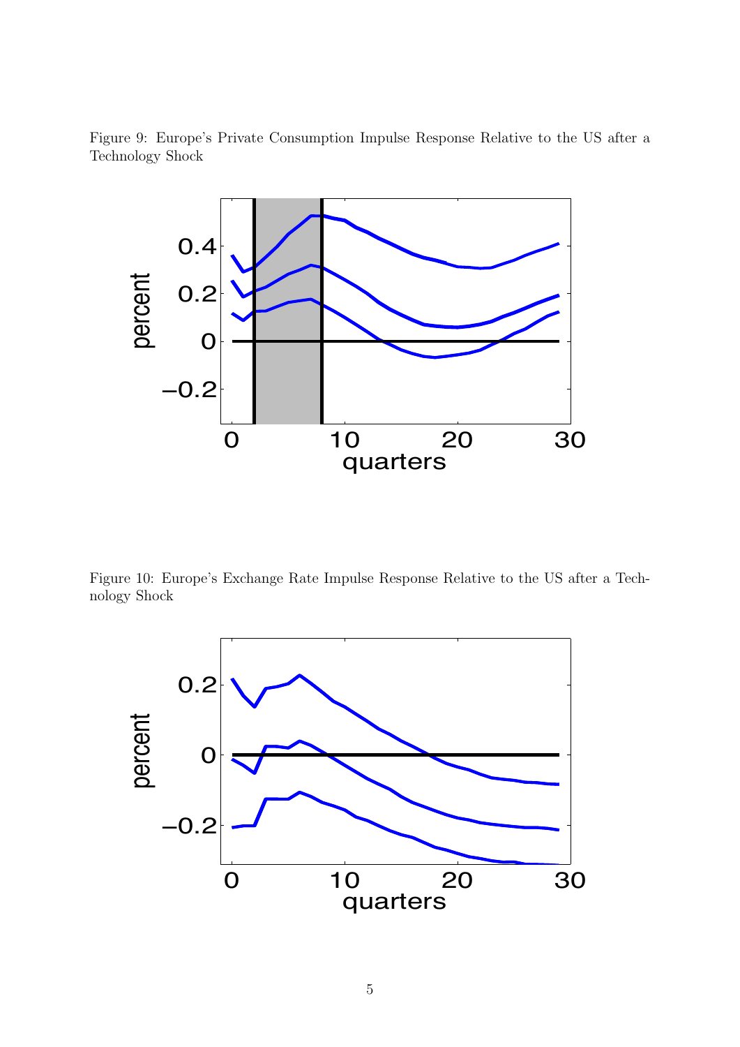Figure 9: Europe's Private Consumption Impulse Response Relative to the US after a Technology Shock

Figure 10: Europe's Exchange Rate Impulse Response Relative to the US after a Technology Shock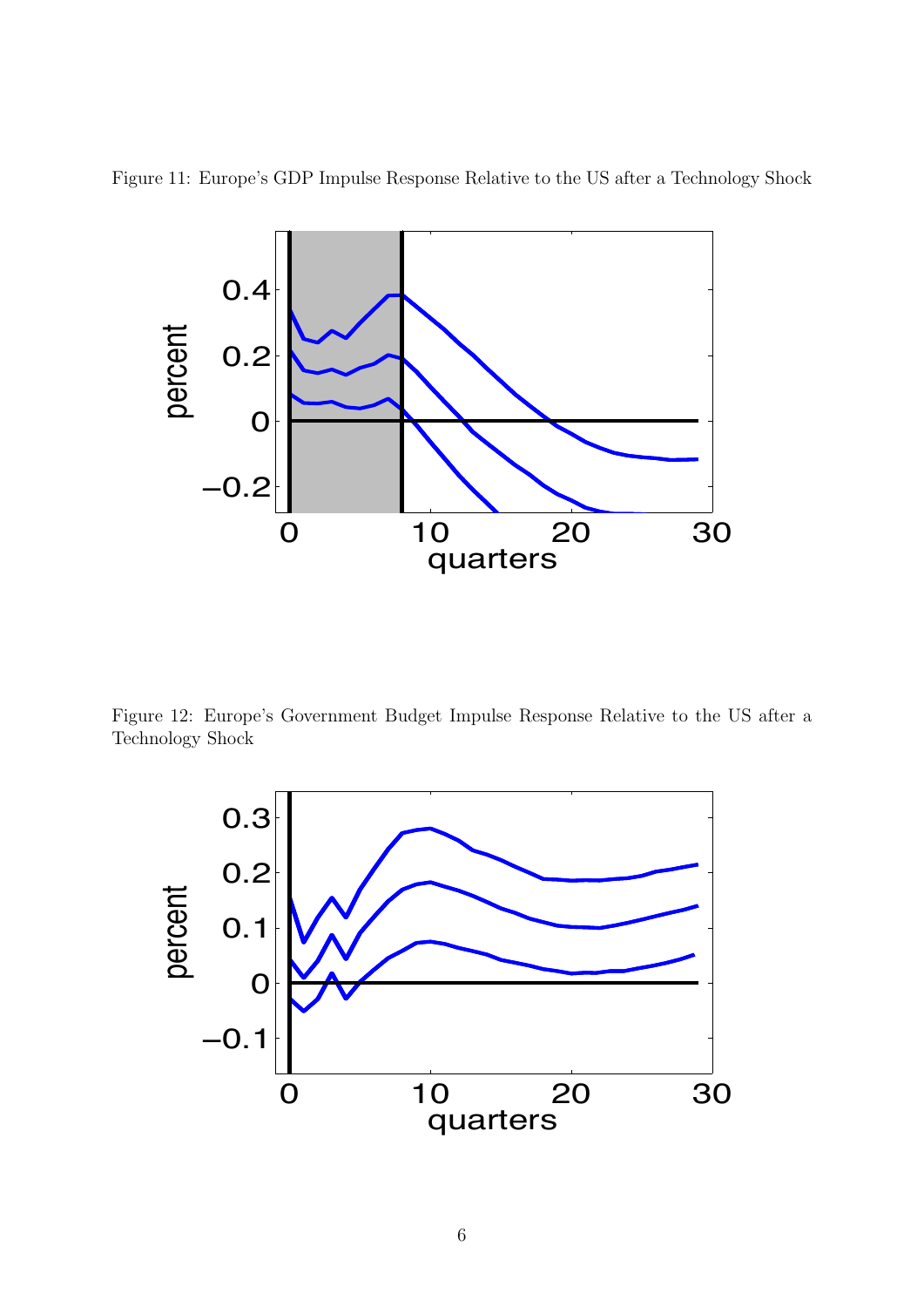Figure 11: Europe's GDP Impulse Response Relative to the US after a Technology Shock

Figure 12: Europe's Government Budget Impulse Response Relative to the US after a Technology Shock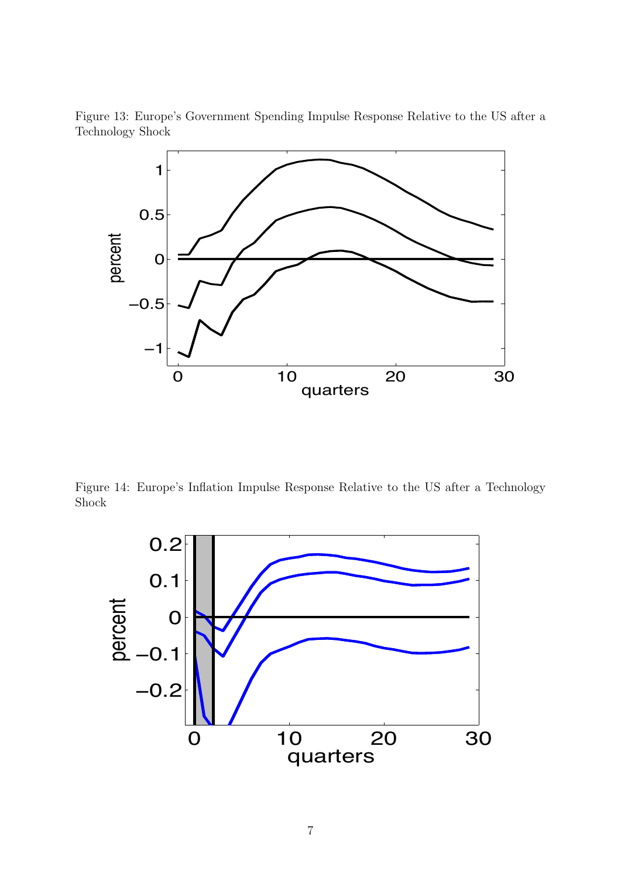Figure 13: Europe's Government Spending Impulse Response Relative to the US after a Technology Shock

Figure 14: Europe's Inflation Impulse Response Relative to the US after a Technology Shock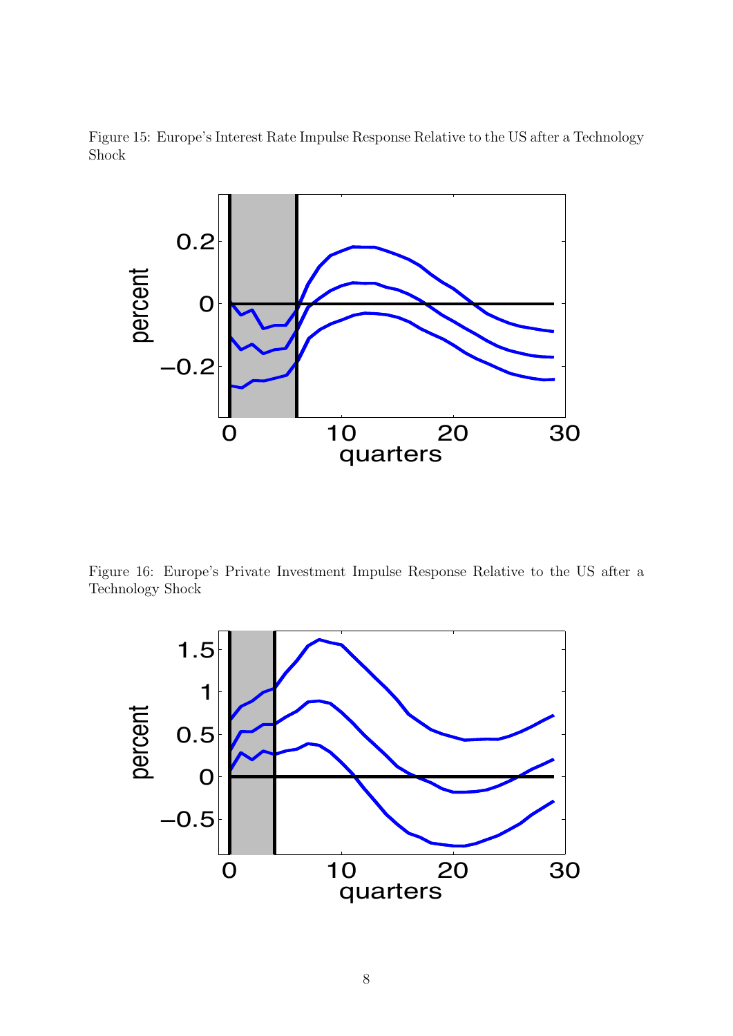Figure 15: Europe's Interest Rate Impulse Response Relative to the US after a Technology Shock

Figure 16: Europe's Private Investment Impulse Response Relative to the US after a Technology Shock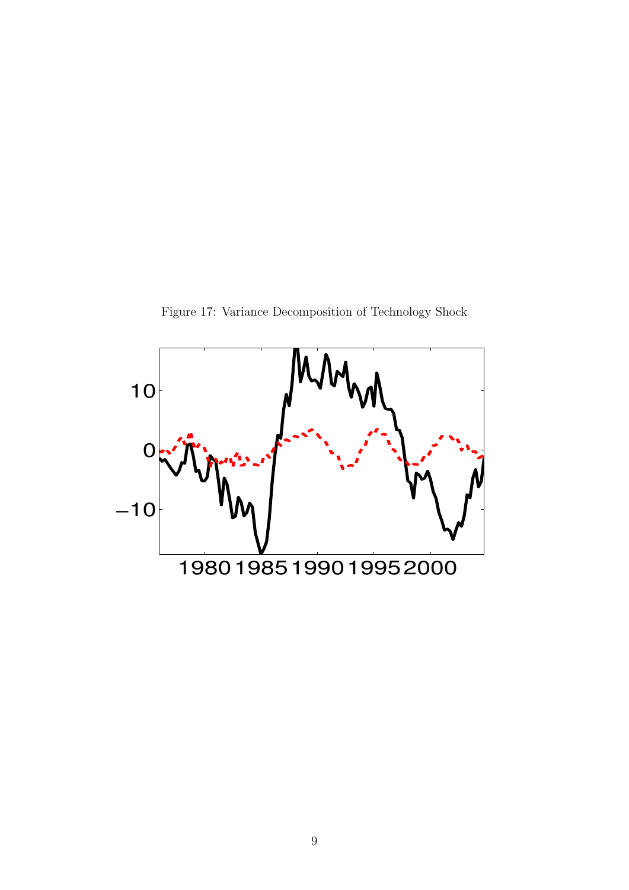Figure 17: Variance Decomposition of Technology Shock

10

0

−10

1980 1985 1990 1995 2000